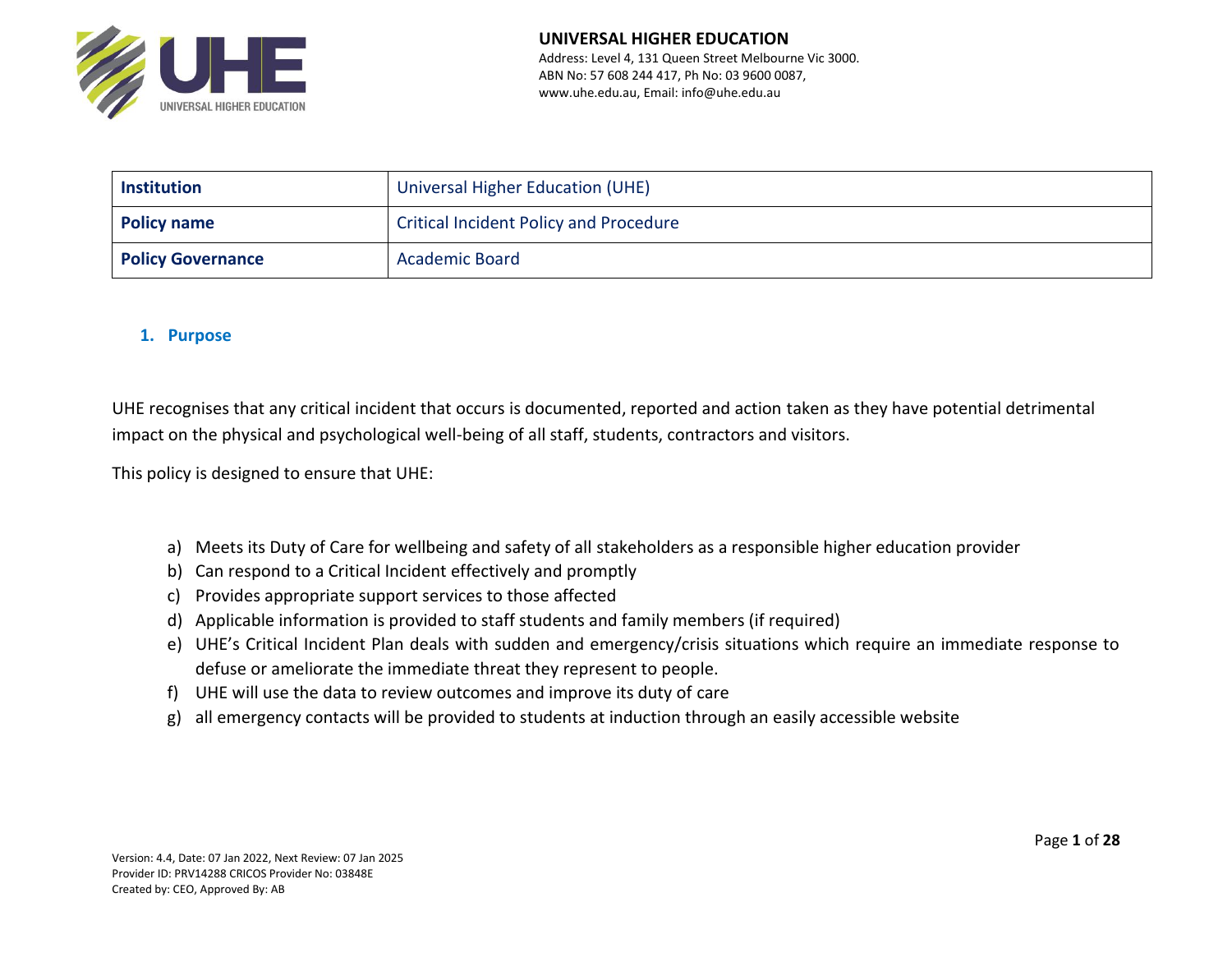| Institution | Universal Higher Education (UHE) |
|---|---|
| Policy name | Critical Incident Policy and Procedure |
| Policy Governance | Academic Board |

## 1. Purpose

UHE recognises that any critical incident that occurs is documented, reported and action taken as they have potential detrimental impact on the physical and psychological well-being of all staff, students, contractors and visitors.

This policy is designed to ensure that UHE:

a) Meets its Duty of Care for wellbeing and safety of all stakeholders as a responsible higher education provider
b) Can respond to a Critical Incident effectively and promptly
c) Provides appropriate support services to those affected
d) Applicable information is provided to staff students and family members (if required)
e) UHE's Critical Incident Plan deals with sudden and emergency/crisis situations which require an immediate response to defuse or ameliorate the immediate threat they represent to people.
f) UHE will use the data to review outcomes and improve its duty of care
g) all emergency contacts will be provided to students at induction through an easily accessible website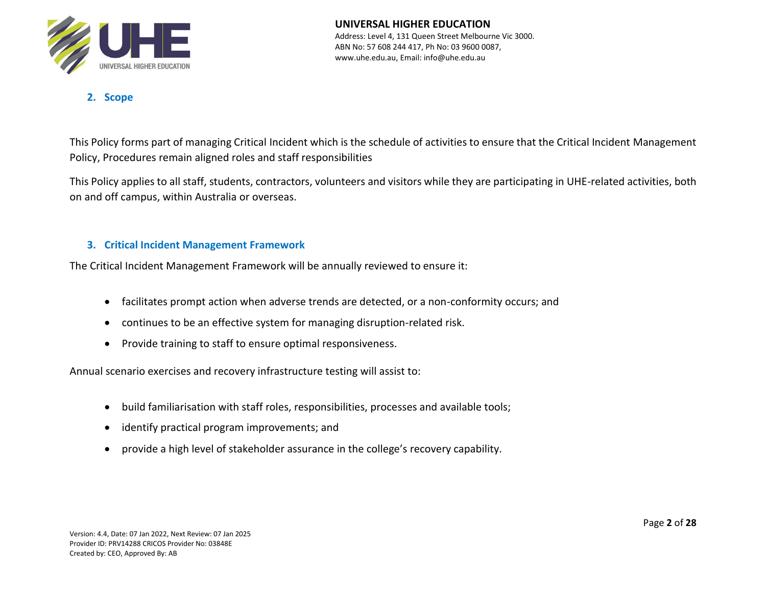## 2. Scope

This Policy forms part of managing Critical Incident which is the schedule of activities to ensure that the Critical Incident Management Policy, Procedures remain aligned roles and staff responsibilities

This Policy applies to all staff, students, contractors, volunteers and visitors while they are participating in UHE-related activities, both on and off campus, within Australia or overseas.

## 3. Critical Incident Management Framework

The Critical Incident Management Framework will be annually reviewed to ensure it:

- facilitates prompt action when adverse trends are detected, or a non-conformity occurs; and
- continues to be an effective system for managing disruption-related risk.
- Provide training to staff to ensure optimal responsiveness.

Annual scenario exercises and recovery infrastructure testing will assist to:

- build familiarisation with staff roles, responsibilities, processes and available tools;
- identify practical program improvements; and
- provide a high level of stakeholder assurance in the college's recovery capability.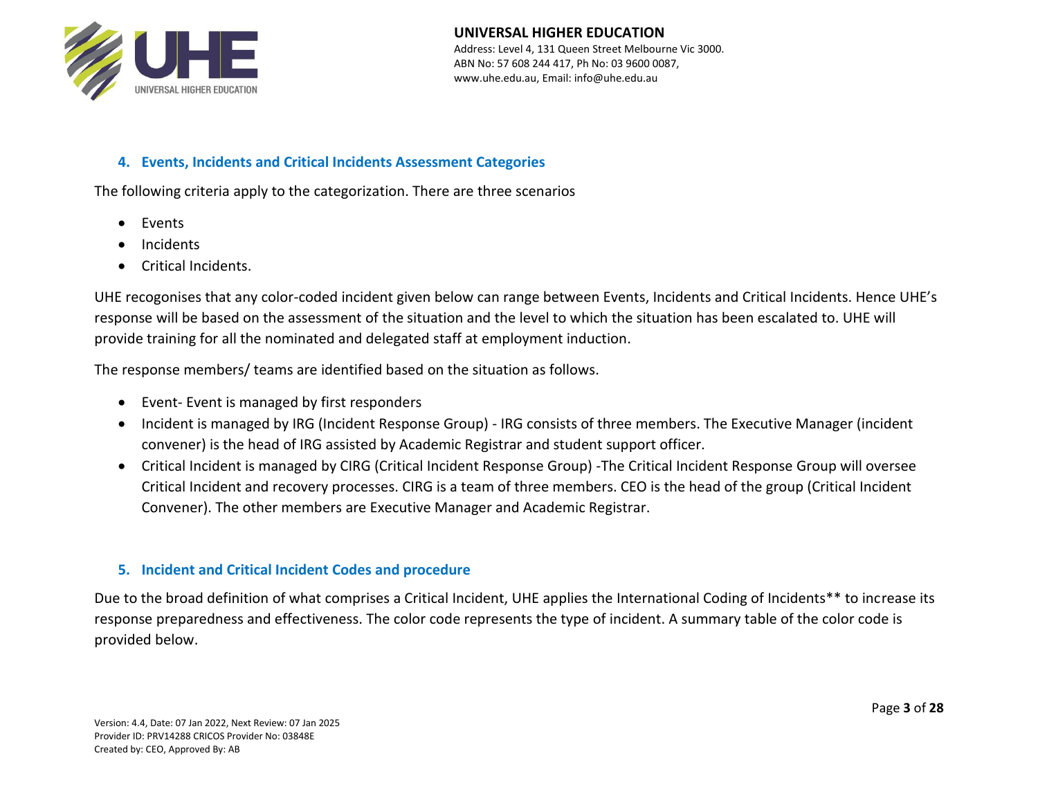## 4. Events, Incidents and Critical Incidents Assessment Categories

The following criteria apply to the categorization. There are three scenarios

- Events
- Incidents
- Critical Incidents.

UHE recognises that any color-coded incident given below can range between Events, Incidents and Critical Incidents. Hence UHE's response will be based on the assessment of the situation and the level to which the situation has been escalated to. UHE will provide training for all the nominated and delegated staff at employment induction.

The response members/ teams are identified based on the situation as follows.

- Event- Event is managed by first responders
- Incident is managed by IRG (Incident Response Group) - IRG consists of three members. The Executive Manager (incident convener) is the head of IRG assisted by Academic Registrar and student support officer.
- Critical Incident is managed by CIRG (Critical Incident Response Group) -The Critical Incident Response Group will oversee Critical Incident and recovery processes. CIRG is a team of three members. CEO is the head of the group (Critical Incident Convener). The other members are Executive Manager and Academic Registrar.

## 5. Incident and Critical Incident Codes and procedure

Due to the broad definition of what comprises a Critical Incident, UHE applies the International Coding of Incidents** to increase its response preparedness and effectiveness. The color code represents the type of incident. A summary table of the color code is provided below.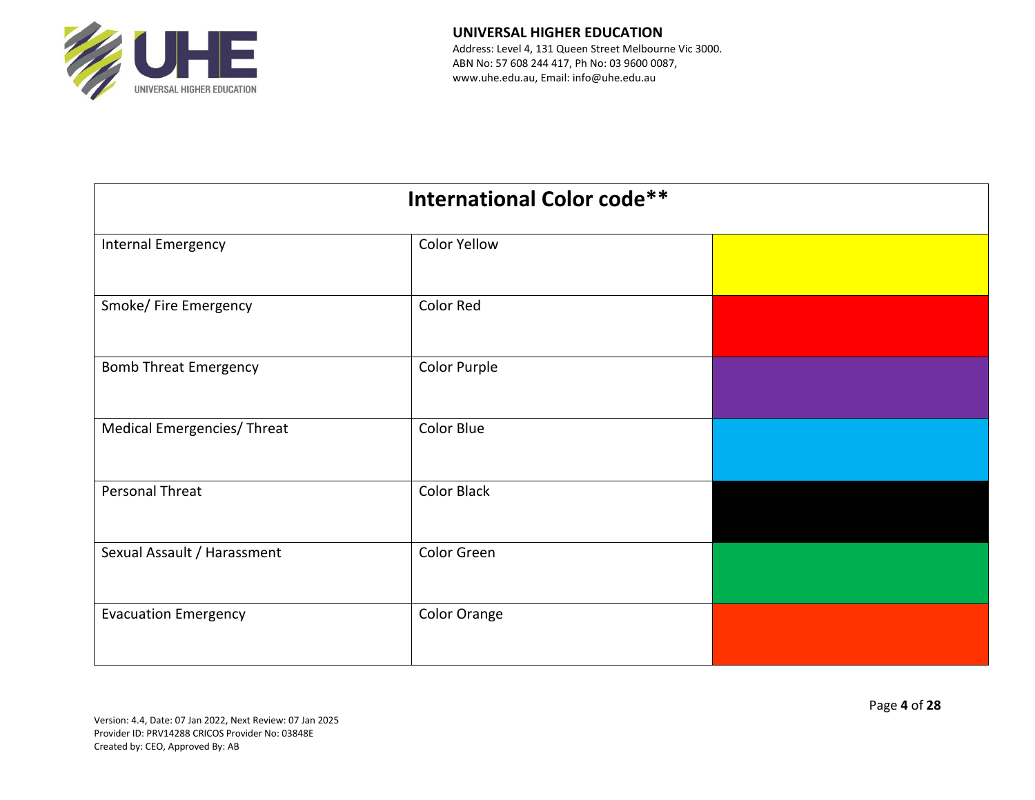| International Color code** | | |
|---|---|---|
| Internal Emergency | Color Yellow | |
| Smoke/ Fire Emergency | Color Red | |
| Bomb Threat Emergency | Color Purple | |
| Medical Emergencies/ Threat | Color Blue | |
| Personal Threat | Color Black | |
| Sexual Assault / Harassment | Color Green | |
| Evacuation Emergency | Color Orange | |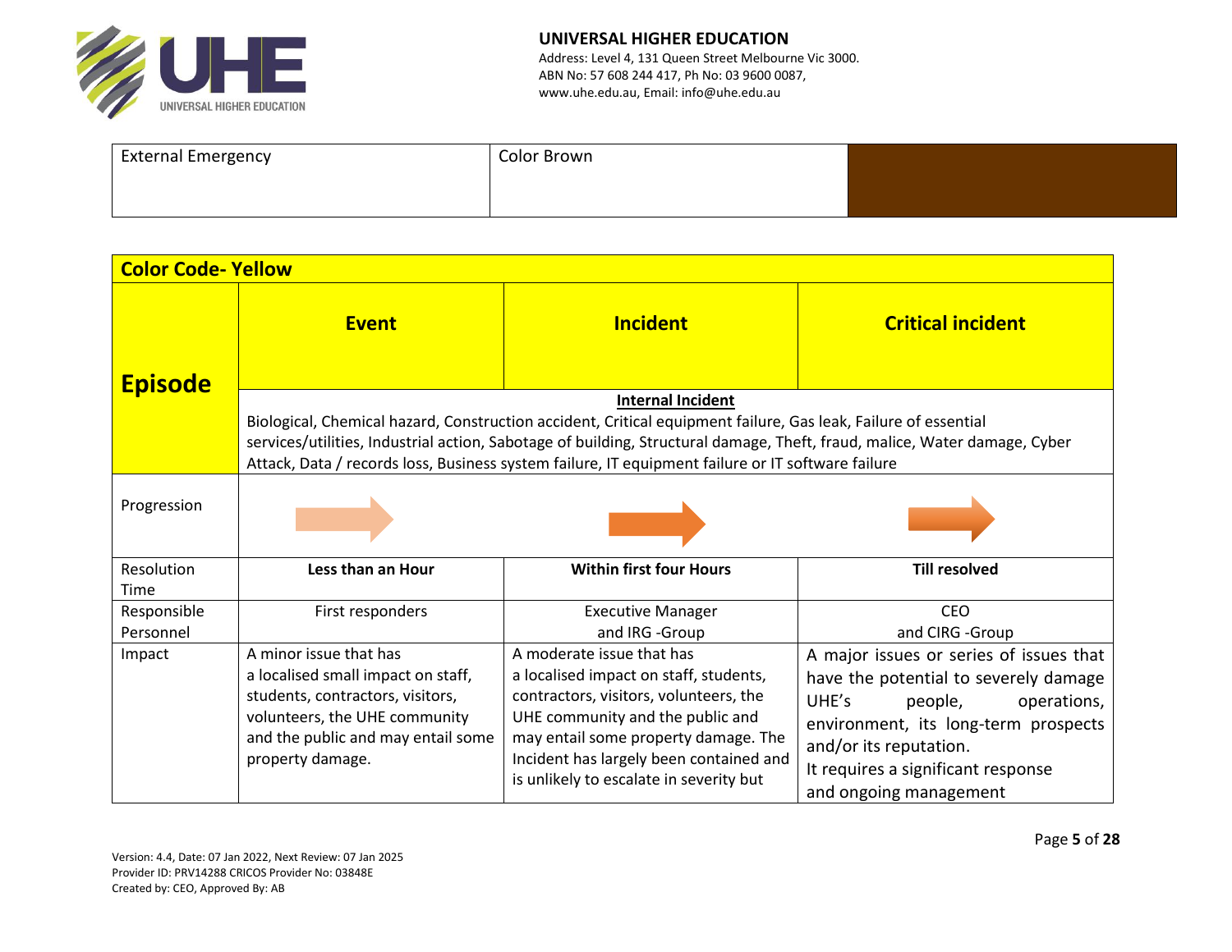| External Emergency | Color Brown | |
|---|---|---|

| Color Code- Yellow | | | |
|---|---|---|---|
| **Episode** | **Event** | **Incident** | **Critical incident** |
| | **Internal Incident**<br>Biological, Chemical hazard, Construction accident, Critical equipment failure, Gas leak, Failure of essential services/utilities, Industrial action, Sabotage of building, Structural damage, Theft, fraud, malice, Water damage, Cyber Attack, Data / records loss, Business system failure, IT equipment failure or IT software failure | | |
| Progression | | | |
| Resolution Time | **Less than an Hour** | **Within first four Hours** | **Till resolved** |
| Responsible Personnel | First responders | Executive Manager and IRG -Group | CEO and CIRG -Group |
| Impact | A minor issue that has a localised small impact on staff, students, contractors, visitors, volunteers, the UHE community and the public and may entail some property damage. | A moderate issue that has a localised impact on staff, students, contractors, visitors, volunteers, the UHE community and the public and may entail some property damage. The Incident has largely been contained and is unlikely to escalate in severity but | A major issues or series of issues that have the potential to severely damage UHE's people, operations, environment, its long-term prospects and/or its reputation.<br>It requires a significant response and ongoing management |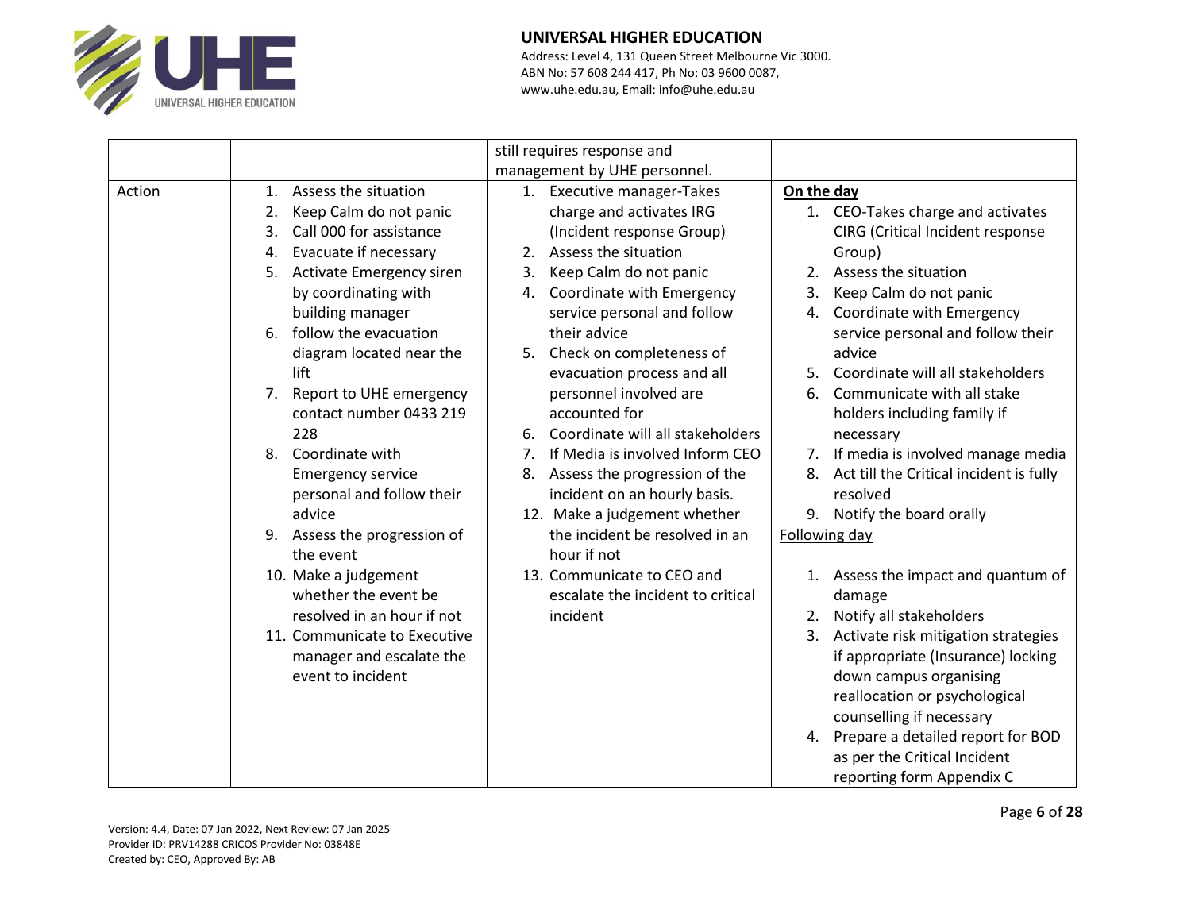| | | | |
|---|---|---|---|
| | | still requires response and management by UHE personnel. | |
| Action | 1. Assess the situation<br>2. Keep Calm do not panic<br>3. Call 000 for assistance<br>4. Evacuate if necessary<br>5. Activate Emergency siren by coordinating with building manager<br>6. follow the evacuation diagram located near the lift<br>7. Report to UHE emergency contact number 0433 219 228<br>8. Coordinate with Emergency service personal and follow their advice<br>9. Assess the progression of the event<br>10. Make a judgement whether the event be resolved in an hour if not<br>11. Communicate to Executive manager and escalate the event to incident | 1. Executive manager-Takes charge and activates IRG (Incident response Group)<br>2. Assess the situation<br>3. Keep Calm do not panic<br>4. Coordinate with Emergency service personal and follow their advice<br>5. Check on completeness of evacuation process and all personnel involved are accounted for<br>6. Coordinate will all stakeholders<br>7. If Media is involved Inform CEO<br>8. Assess the progression of the incident on an hourly basis.<br>12. Make a judgement whether the incident be resolved in an hour if not<br>13. Communicate to CEO and escalate the incident to critical incident | **<u>On the day</u>**<br>1. CEO-Takes charge and activates CIRG (Critical Incident response Group)<br>2. Assess the situation<br>3. Keep Calm do not panic<br>4. Coordinate with Emergency service personal and follow their advice<br>5. Coordinate will all stakeholders<br>6. Communicate with all stake holders including family if necessary<br>7. If media is involved manage media<br>8. Act till the Critical incident is fully resolved<br>9. Notify the board orally<br><u>Following day</u><br>1. Assess the impact and quantum of damage<br>2. Notify all stakeholders<br>3. Activate risk mitigation strategies if appropriate (Insurance) locking down campus organising reallocation or psychological counselling if necessary<br>4. Prepare a detailed report for BOD as per the Critical Incident reporting form Appendix C |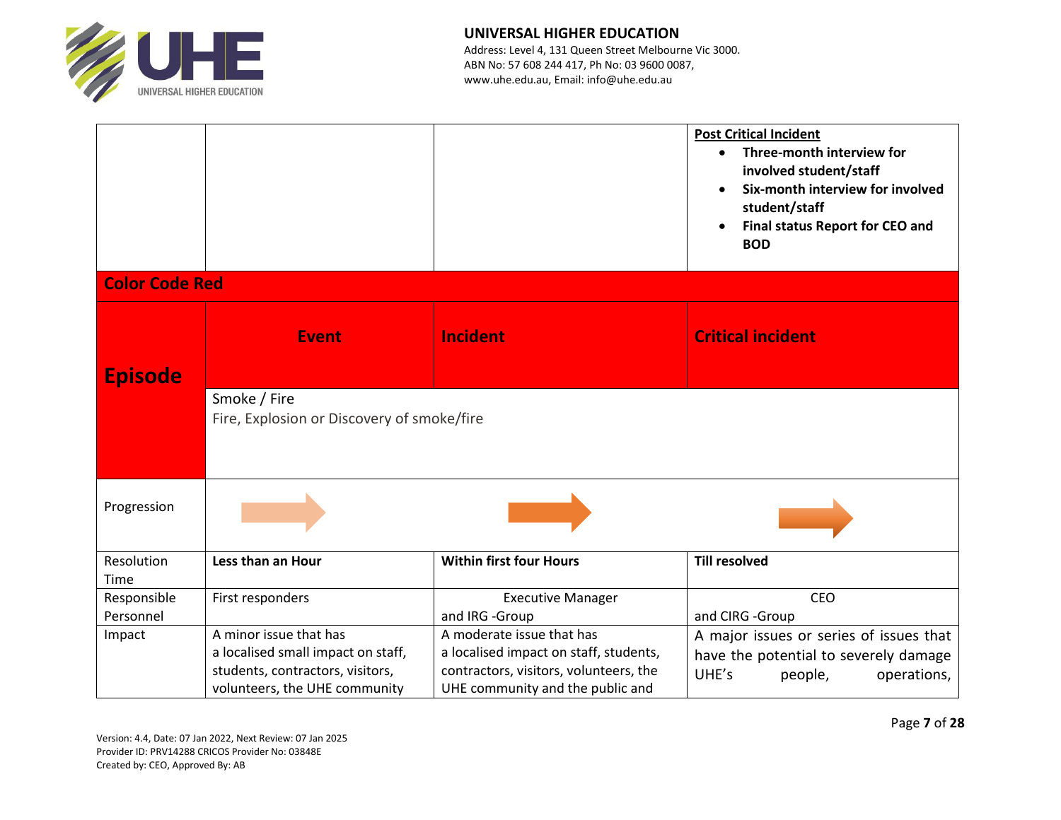| | | | **Post Critical Incident**<br>• **Three-month interview for involved student/staff**<br>• **Six-month interview for involved student/staff**<br>• **Final status Report for CEO and BOD** |
|---|---|---|---|
| **Color Code Red** | | | |
| **Episode** | **Event** | **Incident** | **Critical incident** |
| | Smoke / Fire<br>Fire, Explosion or Discovery of smoke/fire | | |
| Progression | | | |
| Resolution Time | **Less than an Hour** | **Within first four Hours** | **Till resolved** |
| Responsible Personnel | First responders | Executive Manager and IRG -Group | CEO and CIRG -Group |
| Impact | A minor issue that has a localised small impact on staff, students, contractors, visitors, volunteers, the UHE community | A moderate issue that has a localised impact on staff, students, contractors, visitors, volunteers, the UHE community and the public and | A major issues or series of issues that have the potential to severely damage UHE's people, operations, |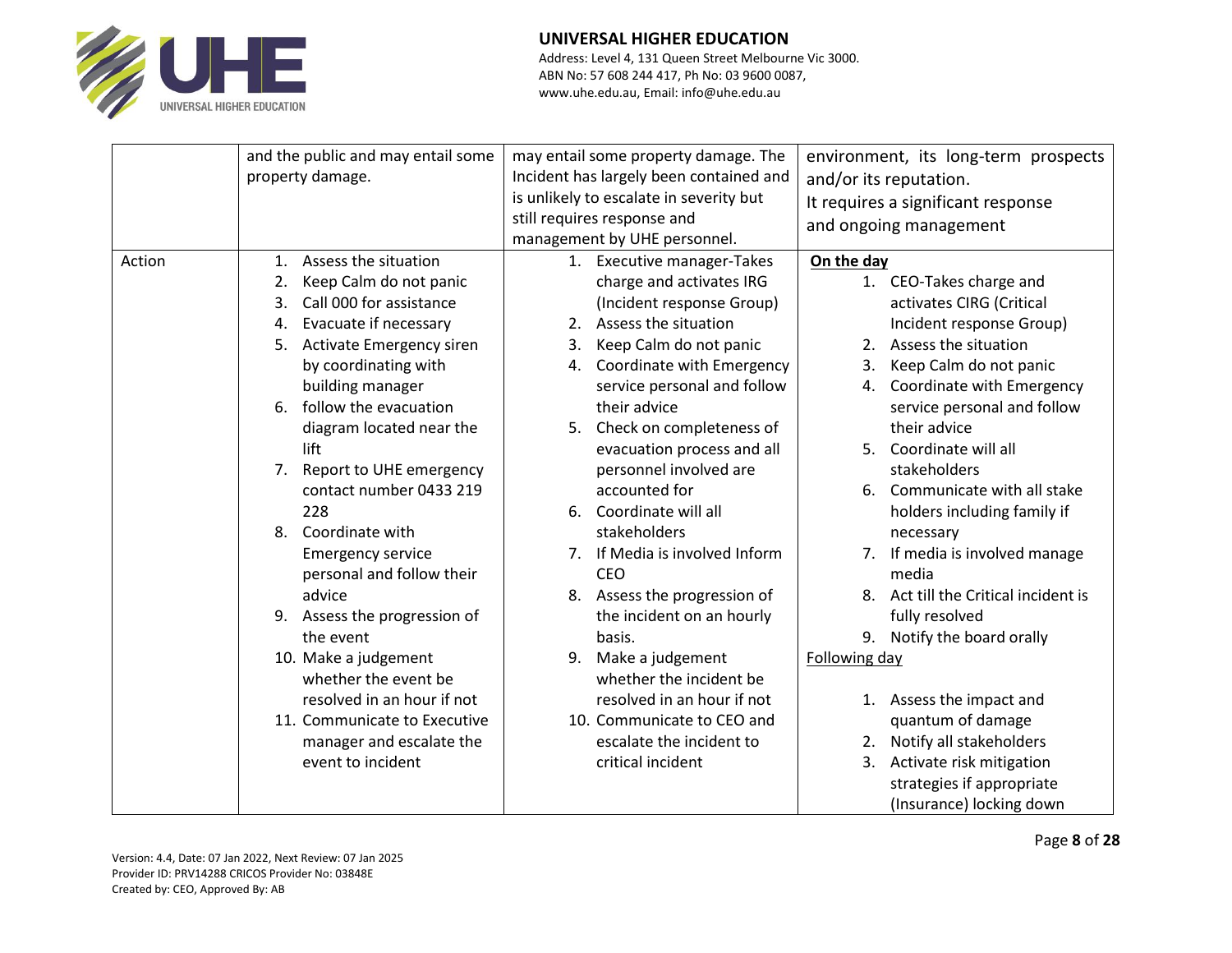| | | | |
|---|---|---|---|
| | and the public and may entail some property damage. | may entail some property damage. The Incident has largely been contained and is unlikely to escalate in severity but still requires response and management by UHE personnel. | environment, its long-term prospects and/or its reputation.<br>It requires a significant response and ongoing management |
| Action | 1. Assess the situation<br>2. Keep Calm do not panic<br>3. Call 000 for assistance<br>4. Evacuate if necessary<br>5. Activate Emergency siren by coordinating with building manager<br>6. follow the evacuation diagram located near the lift<br>7. Report to UHE emergency contact number 0433 219 228<br>8. Coordinate with Emergency service personal and follow their advice<br>9. Assess the progression of the event<br>10. Make a judgement whether the event be resolved in an hour if not<br>11. Communicate to Executive manager and escalate the event to incident | 1. Executive manager-Takes charge and activates IRG (Incident response Group)<br>2. Assess the situation<br>3. Keep Calm do not panic<br>4. Coordinate with Emergency service personal and follow their advice<br>5. Check on completeness of evacuation process and all personnel involved are accounted for<br>6. Coordinate will all stakeholders<br>7. If Media is involved Inform CEO<br>8. Assess the progression of the incident on an hourly basis.<br>9. Make a judgement whether the incident be resolved in an hour if not<br>10. Communicate to CEO and escalate the incident to critical incident | **On the day**<br>1. CEO-Takes charge and activates CIRG (Critical Incident response Group)<br>2. Assess the situation<br>3. Keep Calm do not panic<br>4. Coordinate with Emergency service personal and follow their advice<br>5. Coordinate will all stakeholders<br>6. Communicate with all stake holders including family if necessary<br>7. If media is involved manage media<br>8. Act till the Critical incident is fully resolved<br>9. Notify the board orally<br>Following day<br>1. Assess the impact and quantum of damage<br>2. Notify all stakeholders<br>3. Activate risk mitigation strategies if appropriate (Insurance) locking down |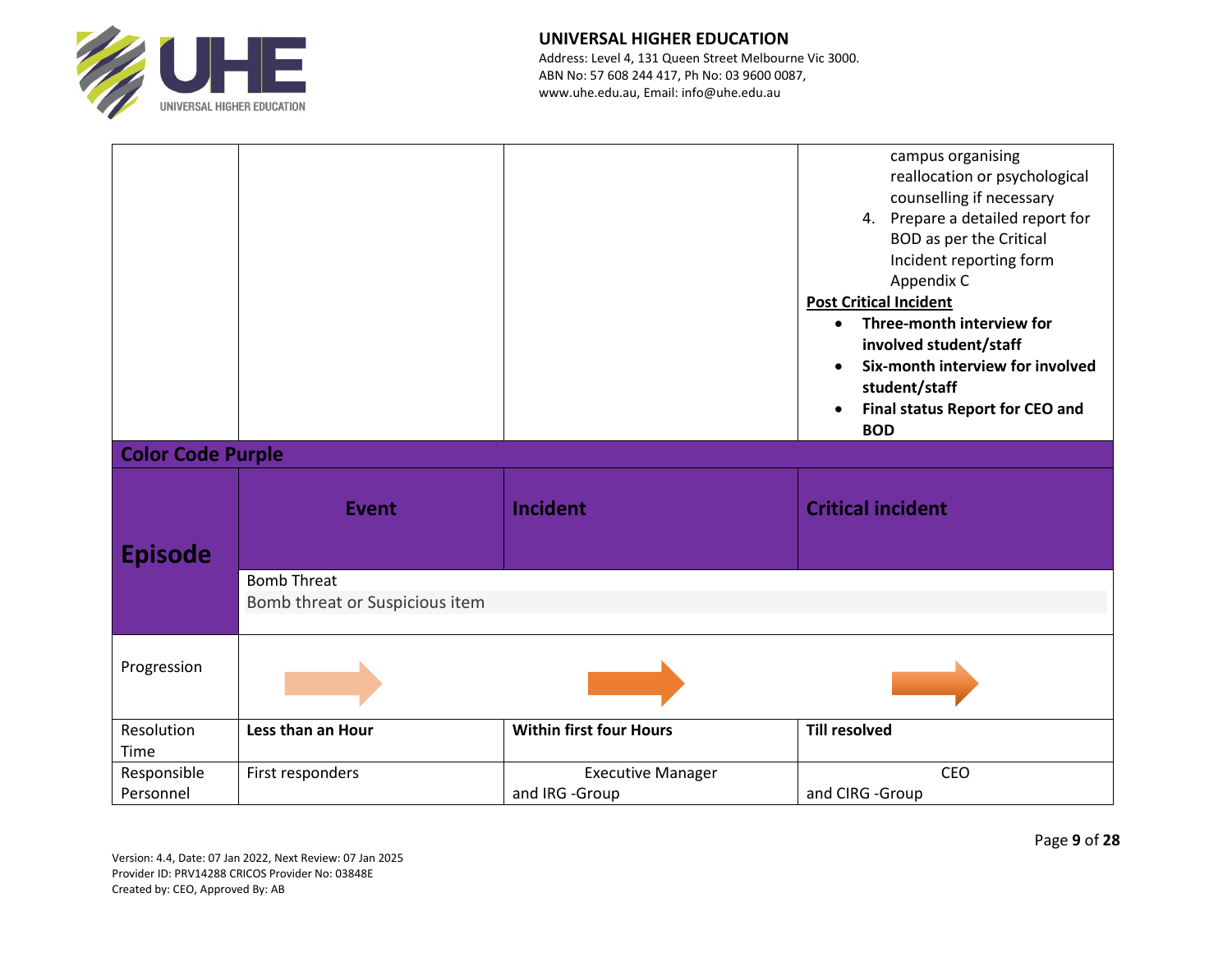|  |  |  | campus organising reallocation or psychological counselling if necessary<br>4. Prepare a detailed report for BOD as per the Critical Incident reporting form Appendix C<br>**Post Critical Incident**<br>• **Three-month interview for involved student/staff**<br>• **Six-month interview for involved student/staff**<br>• **Final status Report for CEO and BOD** |
|---|---|---|---|

**Color Code Purple**

| **Episode** | **Event** | **Incident** | **Critical incident** |
|---|---|---|---|
|  | Bomb Threat<br>Bomb threat or Suspicious item |  |  |
| Progression |  |  |  |
| Resolution Time | **Less than an Hour** | **Within first four Hours** | **Till resolved** |
| Responsible Personnel | First responders | Executive Manager and IRG -Group | CEO and CIRG -Group |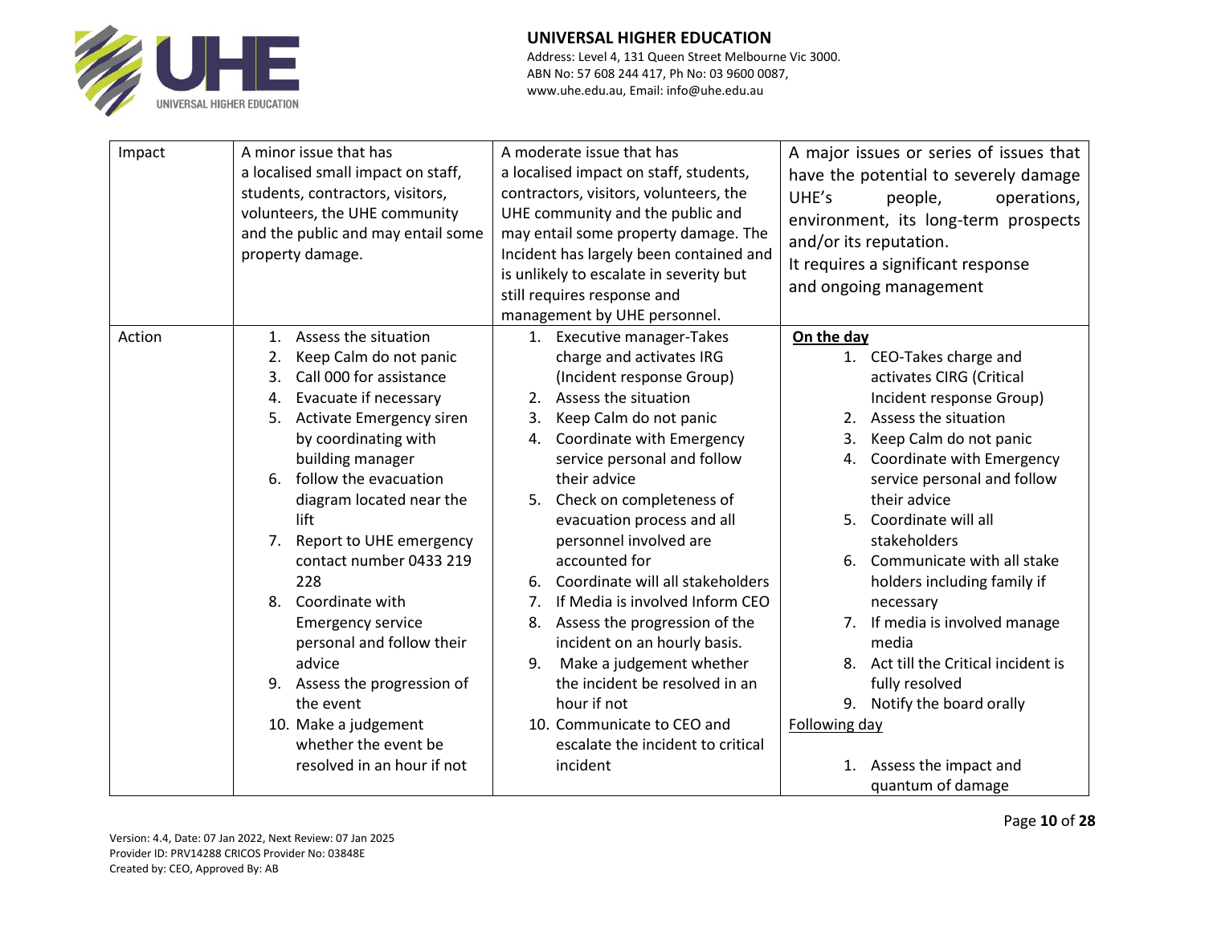| Impact | A minor issue that has a localised small impact on staff, students, contractors, visitors, volunteers, the UHE community and the public and may entail some property damage. | A moderate issue that has a localised impact on staff, students, contractors, visitors, volunteers, the UHE community and the public and may entail some property damage. The Incident has largely been contained and is unlikely to escalate in severity but still requires response and management by UHE personnel. | A major issues or series of issues that have the potential to severely damage UHE's people, operations, environment, its long-term prospects and/or its reputation. It requires a significant response and ongoing management |
|---|---|---|---|
| Action | 1. Assess the situation<br>2. Keep Calm do not panic<br>3. Call 000 for assistance<br>4. Evacuate if necessary<br>5. Activate Emergency siren by coordinating with building manager<br>6. follow the evacuation diagram located near the lift<br>7. Report to UHE emergency contact number 0433 219 228<br>8. Coordinate with Emergency service personal and follow their advice<br>9. Assess the progression of the event<br>10. Make a judgement whether the event be resolved in an hour if not | 1. Executive manager-Takes charge and activates IRG (Incident response Group)<br>2. Assess the situation<br>3. Keep Calm do not panic<br>4. Coordinate with Emergency service personal and follow their advice<br>5. Check on completeness of evacuation process and all personnel involved are accounted for<br>6. Coordinate will all stakeholders<br>7. If Media is involved Inform CEO<br>8. Assess the progression of the incident on an hourly basis.<br>9. Make a judgement whether the incident be resolved in an hour if not<br>10. Communicate to CEO and escalate the incident to critical incident | **<u>On the day</u>**<br>1. CEO-Takes charge and activates CIRG (Critical Incident response Group)<br>2. Assess the situation<br>3. Keep Calm do not panic<br>4. Coordinate with Emergency service personal and follow their advice<br>5. Coordinate will all stakeholders<br>6. Communicate with all stake holders including family if necessary<br>7. If media is involved manage media<br>8. Act till the Critical incident is fully resolved<br>9. Notify the board orally<br><u>Following day</u><br>1. Assess the impact and quantum of damage |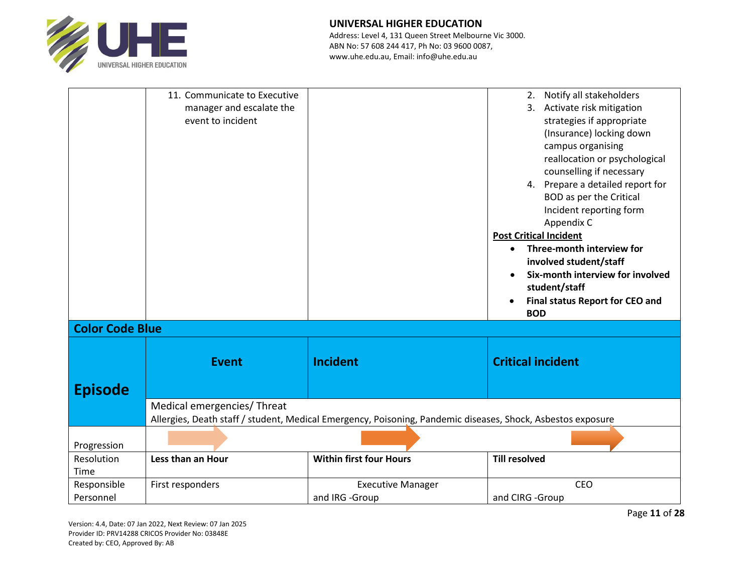| | | | |
|---|---|---|---|
| | 11. Communicate to Executive manager and escalate the event to incident | | 2. Notify all stakeholders<br>3. Activate risk mitigation strategies if appropriate (Insurance) locking down campus organising reallocation or psychological counselling if necessary<br>4. Prepare a detailed report for BOD as per the Critical Incident reporting form Appendix C<br>**Post Critical Incident**<br>• **Three-month interview for involved student/staff**<br>• **Six-month interview for involved student/staff**<br>• **Final status Report for CEO and BOD** |

**Color Code Blue**

| **Episode** | **Event** | **Incident** | **Critical incident** |
|---|---|---|---|
| | Medical emergencies/ Threat<br>Allergies, Death staff / student, Medical Emergency, Poisoning, Pandemic diseases, Shock, Asbestos exposure | | |
| Progression | → | → | → |
| Resolution Time | **Less than an Hour** | **Within first four Hours** | **Till resolved** |
| Responsible Personnel | First responders | Executive Manager and IRG -Group | CEO and CIRG -Group |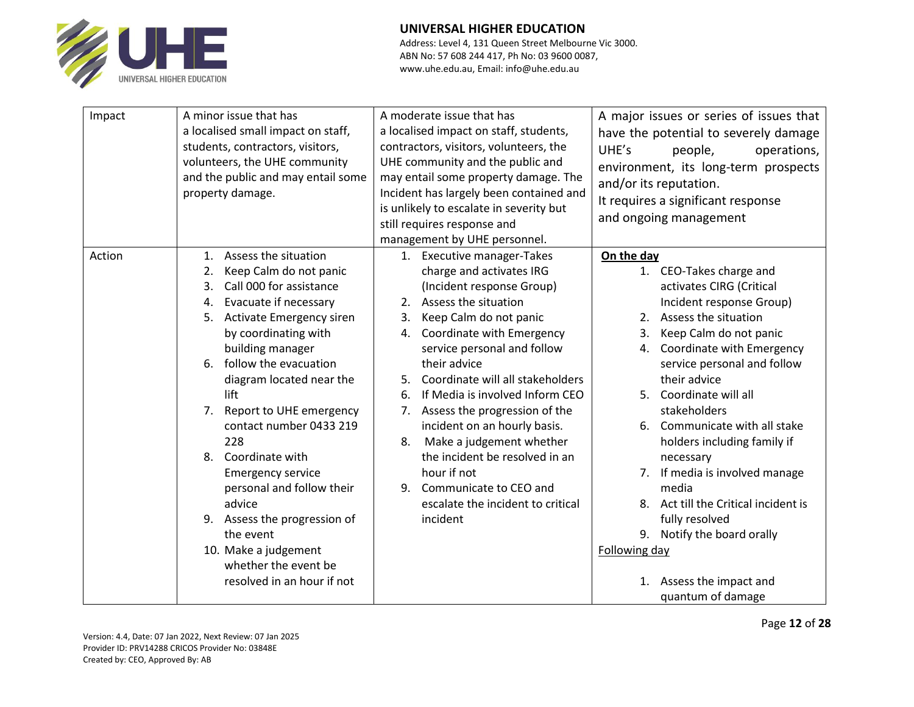| Impact | A minor issue that has a localised small impact on staff, students, contractors, visitors, volunteers, the UHE community and the public and may entail some property damage. | A moderate issue that has a localised impact on staff, students, contractors, visitors, volunteers, the UHE community and the public and may entail some property damage. The Incident has largely been contained and is unlikely to escalate in severity but still requires response and management by UHE personnel. | A major issues or series of issues that have the potential to severely damage UHE's people, operations, environment, its long-term prospects and/or its reputation.<br>It requires a significant response and ongoing management |
|---|---|---|---|
| Action | 1. Assess the situation<br>2. Keep Calm do not panic<br>3. Call 000 for assistance<br>4. Evacuate if necessary<br>5. Activate Emergency siren by coordinating with building manager<br>6. follow the evacuation diagram located near the lift<br>7. Report to UHE emergency contact number 0433 219 228<br>8. Coordinate with Emergency service personal and follow their advice<br>9. Assess the progression of the event<br>10. Make a judgement whether the event be resolved in an hour if not | 1. Executive manager-Takes charge and activates IRG (Incident response Group)<br>2. Assess the situation<br>3. Keep Calm do not panic<br>4. Coordinate with Emergency service personal and follow their advice<br>5. Coordinate will all stakeholders<br>6. If Media is involved Inform CEO<br>7. Assess the progression of the incident on an hourly basis.<br>8. Make a judgement whether the incident be resolved in an hour if not<br>9. Communicate to CEO and escalate the incident to critical incident | **<u>On the day</u>**<br>1. CEO-Takes charge and activates CIRG (Critical Incident response Group)<br>2. Assess the situation<br>3. Keep Calm do not panic<br>4. Coordinate with Emergency service personal and follow their advice<br>5. Coordinate will all stakeholders<br>6. Communicate with all stake holders including family if necessary<br>7. If media is involved manage media<br>8. Act till the Critical incident is fully resolved<br>9. Notify the board orally<br><u>Following day</u><br>1. Assess the impact and quantum of damage |

Version: 4.4, Date: 07 Jan 2022, Next Review: 07 Jan 2025
Provider ID: PRV14288 CRICOS Provider No: 03848E
Created by: CEO, Approved By: AB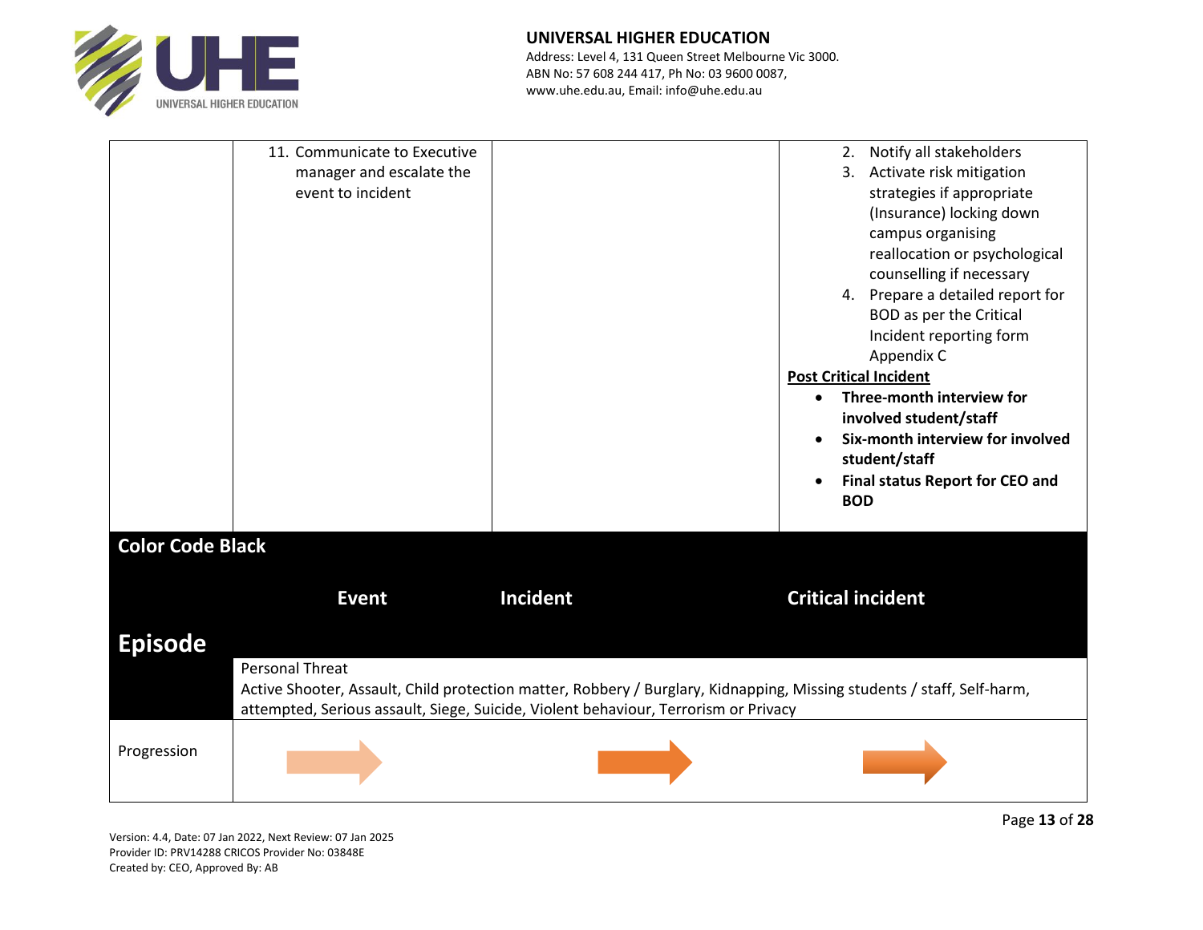| | | | |
|---|---|---|---|
| | 11. Communicate to Executive manager and escalate the event to incident | | 2. Notify all stakeholders<br>3. Activate risk mitigation strategies if appropriate (Insurance) locking down campus organising reallocation or psychological counselling if necessary<br>4. Prepare a detailed report for BOD as per the Critical Incident reporting form Appendix C<br>**Post Critical Incident**<br>• **Three-month interview for involved student/staff**<br>• **Six-month interview for involved student/staff**<br>• **Final status Report for CEO and BOD** |

| **Color Code Black** | | | |
|---|---|---|---|
| **Episode** | **Event** | **Incident** | **Critical incident** |
| | Personal Threat<br>Active Shooter, Assault, Child protection matter, Robbery / Burglary, Kidnapping, Missing students / staff, Self-harm, attempted, Serious assault, Siege, Suicide, Violent behaviour, Terrorism or Privacy | | |
| Progression | → | → | → |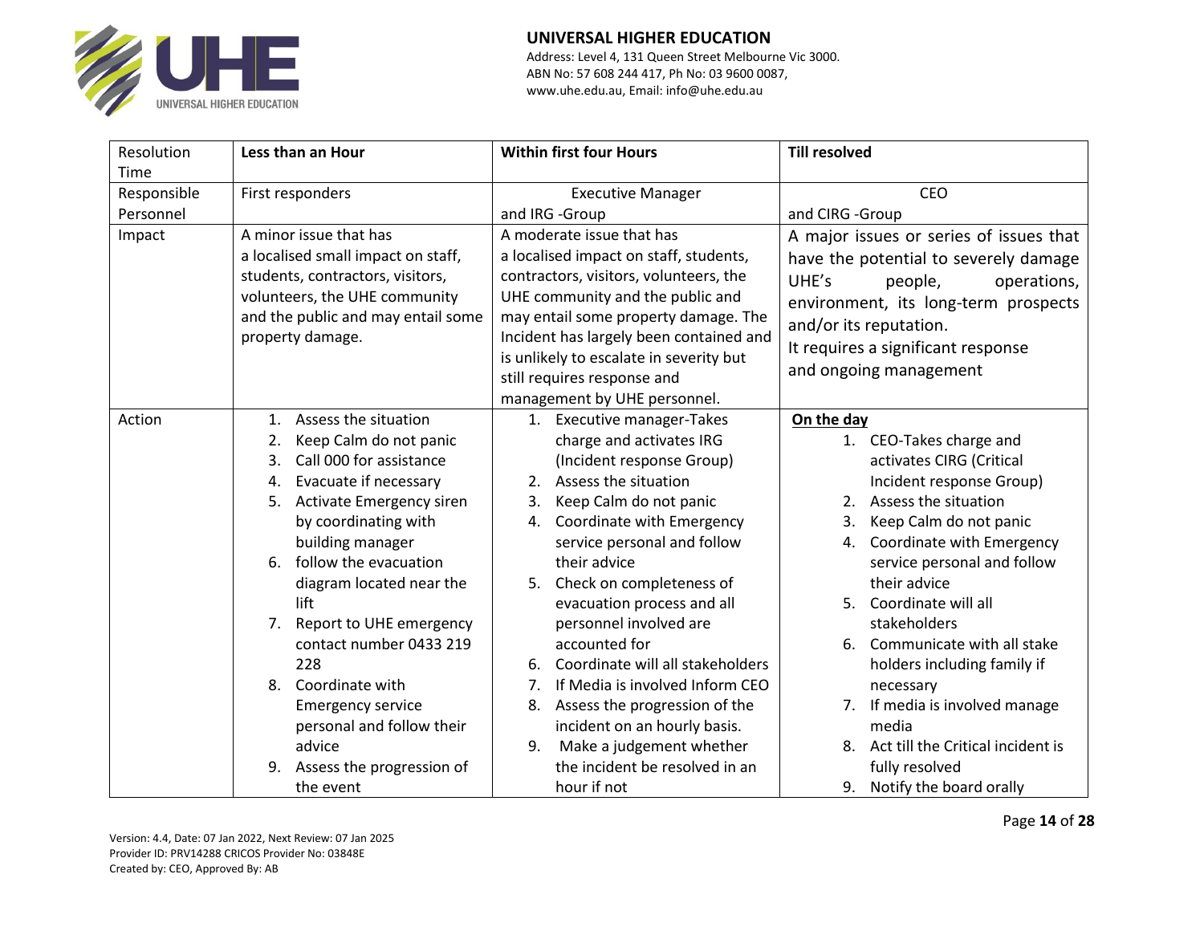| Resolution Time | **Less than an Hour** | **Within first four Hours** | **Till resolved** |
|---|---|---|---|
| Responsible Personnel | First responders | Executive Manager and IRG -Group | CEO and CIRG -Group |
| Impact | A minor issue that has a localised small impact on staff, students, contractors, visitors, volunteers, the UHE community and the public and may entail some property damage. | A moderate issue that has a localised impact on staff, students, contractors, visitors, volunteers, the UHE community and the public and may entail some property damage. The Incident has largely been contained and is unlikely to escalate in severity but still requires response and management by UHE personnel. | A major issues or series of issues that have the potential to severely damage UHE's people, operations, environment, its long-term prospects and/or its reputation. It requires a significant response and ongoing management |
| Action | 1. Assess the situation<br>2. Keep Calm do not panic<br>3. Call 000 for assistance<br>4. Evacuate if necessary<br>5. Activate Emergency siren by coordinating with building manager<br>6. follow the evacuation diagram located near the lift<br>7. Report to UHE emergency contact number 0433 219 228<br>8. Coordinate with Emergency service personal and follow their advice<br>9. Assess the progression of the event | 1. Executive manager-Takes charge and activates IRG (Incident response Group)<br>2. Assess the situation<br>3. Keep Calm do not panic<br>4. Coordinate with Emergency service personal and follow their advice<br>5. Check on completeness of evacuation process and all personnel involved are accounted for<br>6. Coordinate will all stakeholders<br>7. If Media is involved Inform CEO<br>8. Assess the progression of the incident on an hourly basis.<br>9. Make a judgement whether the incident be resolved in an hour if not | <u>**On the day**</u><br>1. CEO-Takes charge and activates CIRG (Critical Incident response Group)<br>2. Assess the situation<br>3. Keep Calm do not panic<br>4. Coordinate with Emergency service personal and follow their advice<br>5. Coordinate will all stakeholders<br>6. Communicate with all stake holders including family if necessary<br>7. If media is involved manage media<br>8. Act till the Critical incident is fully resolved<br>9. Notify the board orally |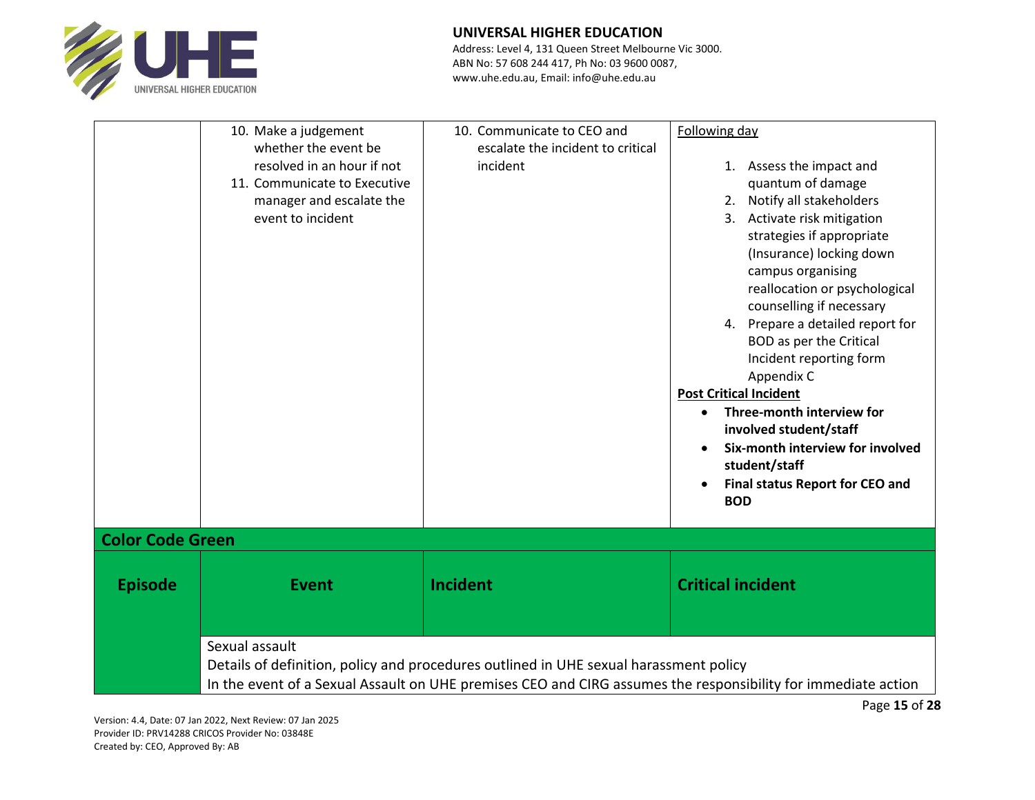| | | | |
|---|---|---|---|
| | 10. Make a judgement whether the event be resolved in an hour if not<br>11. Communicate to Executive manager and escalate the event to incident | 10. Communicate to CEO and escalate the incident to critical incident | Following day<br>1. Assess the impact and quantum of damage<br>2. Notify all stakeholders<br>3. Activate risk mitigation strategies if appropriate (Insurance) locking down campus organising reallocation or psychological counselling if necessary<br>4. Prepare a detailed report for BOD as per the Critical Incident reporting form Appendix C<br>**Post Critical Incident**<br>• **Three-month interview for involved student/staff**<br>• **Six-month interview for involved student/staff**<br>• **Final status Report for CEO and BOD** |

**Color Code Green**

| **Episode** | **Event** | **Incident** | **Critical incident** |
|---|---|---|---|
| | Sexual assault<br>Details of definition, policy and procedures outlined in UHE sexual harassment policy<br>In the event of a Sexual Assault on UHE premises CEO and CIRG assumes the responsibility for immediate action | | |

Version: 4.4, Date: 07 Jan 2022, Next Review: 07 Jan 2025
Provider ID: PRV14288 CRICOS Provider No: 03848E
Created by: CEO, Approved By: AB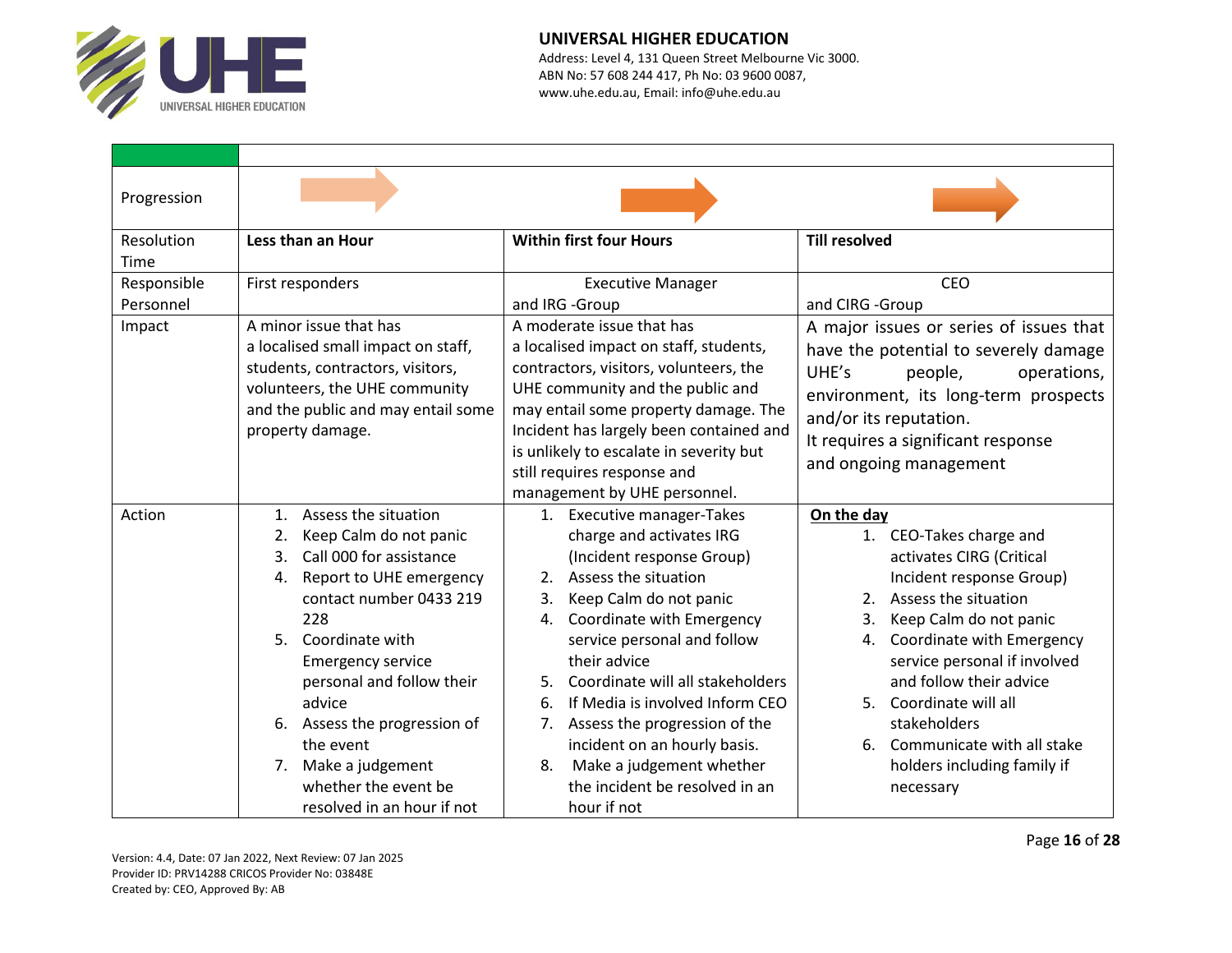|  |  |  |  |
|---|---|---|---|
| Progression |  |  |  |
| Resolution Time | **Less than an Hour** | **Within first four Hours** | **Till resolved** |
| Responsible Personnel | First responders | Executive Manager and IRG -Group | CEO and CIRG -Group |
| Impact | A minor issue that has a localised small impact on staff, students, contractors, visitors, volunteers, the UHE community and the public and may entail some property damage. | A moderate issue that has a localised impact on staff, students, contractors, visitors, volunteers, the UHE community and the public and may entail some property damage. The Incident has largely been contained and is unlikely to escalate in severity but still requires response and management by UHE personnel. | A major issues or series of issues that have the potential to severely damage UHE's people, operations, environment, its long-term prospects and/or its reputation. It requires a significant response and ongoing management |
| Action | 1. Assess the situation<br>2. Keep Calm do not panic<br>3. Call 000 for assistance<br>4. Report to UHE emergency contact number 0433 219 228<br>5. Coordinate with Emergency service personal and follow their advice<br>6. Assess the progression of the event<br>7. Make a judgement whether the event be resolved in an hour if not | 1. Executive manager-Takes charge and activates IRG (Incident response Group)<br>2. Assess the situation<br>3. Keep Calm do not panic<br>4. Coordinate with Emergency service personal and follow their advice<br>5. Coordinate will all stakeholders<br>6. If Media is involved Inform CEO<br>7. Assess the progression of the incident on an hourly basis.<br>8. Make a judgement whether the incident be resolved in an hour if not | **On the day**<br>1. CEO-Takes charge and activates CIRG (Critical Incident response Group)<br>2. Assess the situation<br>3. Keep Calm do not panic<br>4. Coordinate with Emergency service personal if involved and follow their advice<br>5. Coordinate will all stakeholders<br>6. Communicate with all stake holders including family if necessary |

Version: 4.4, Date: 07 Jan 2022, Next Review: 07 Jan 2025
Provider ID: PRV14288 CRICOS Provider No: 03848E
Created by: CEO, Approved By: AB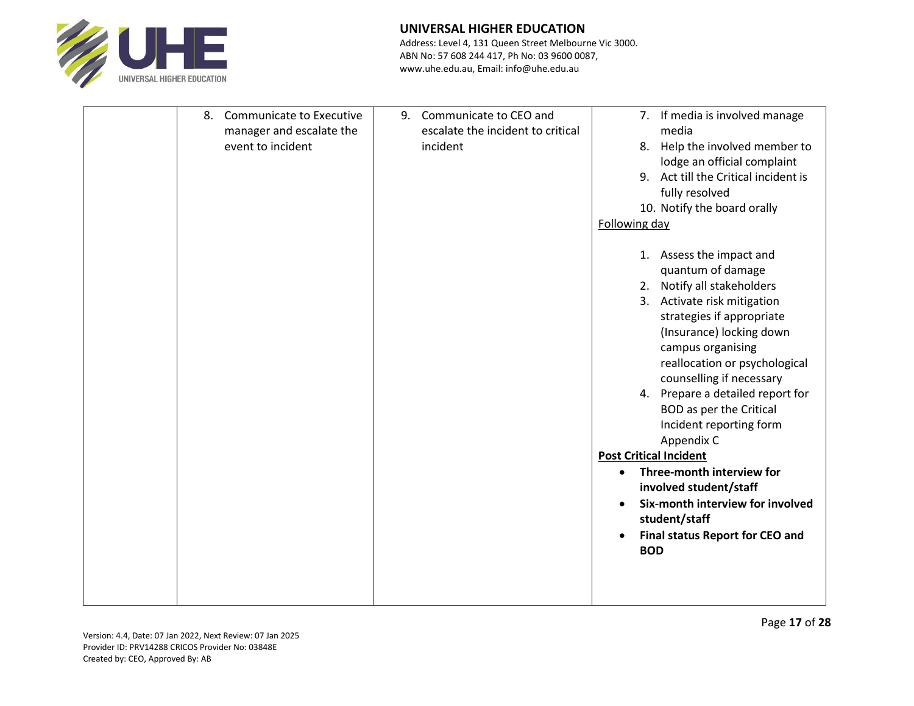| | | | |
|---|---|---|---|
| | 8. Communicate to Executive manager and escalate the event to incident | 9. Communicate to CEO and escalate the incident to critical incident | 7. If media is involved manage media<br>8. Help the involved member to lodge an official complaint<br>9. Act till the Critical incident is fully resolved<br>10. Notify the board orally<br><u>Following day</u><br>1. Assess the impact and quantum of damage<br>2. Notify all stakeholders<br>3. Activate risk mitigation strategies if appropriate (Insurance) locking down campus organising reallocation or psychological counselling if necessary<br>4. Prepare a detailed report for BOD as per the Critical Incident reporting form Appendix C<br>**<u>Post Critical Incident</u>**<br>• **Three-month interview for involved student/staff**<br>• **Six-month interview for involved student/staff**<br>• **Final status Report for CEO and BOD** |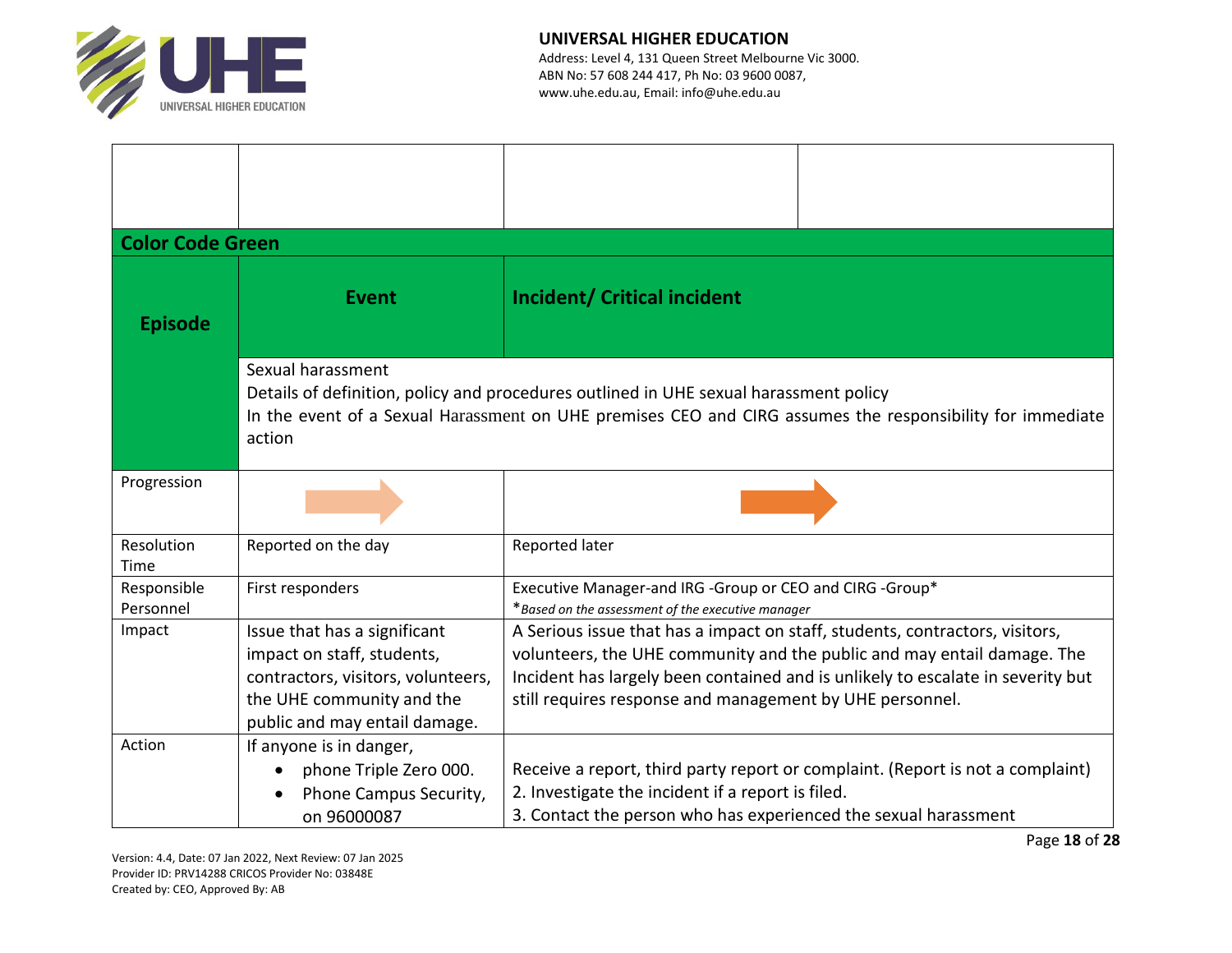| | | | |
|---|---|---|---|
| | | | |
| **Color Code Green** | | | |
| **Episode** | **Event** | **Incident/ Critical incident** | |
| | Sexual harassment<br>Details of definition, policy and procedures outlined in UHE sexual harassment policy<br>In the event of a Sexual Harassment on UHE premises CEO and CIRG assumes the responsibility for immediate action | | |
| Progression | | | |
| Resolution Time | Reported on the day | Reported later | |
| Responsible Personnel | First responders | Executive Manager-and IRG -Group or CEO and CIRG -Group*<br>**Based on the assessment of the executive manager* | |
| Impact | Issue that has a significant impact on staff, students, contractors, visitors, volunteers, the UHE community and the public and may entail damage. | A Serious issue that has a impact on staff, students, contractors, visitors, volunteers, the UHE community and the public and may entail damage. The Incident has largely been contained and is unlikely to escalate in severity but still requires response and management by UHE personnel. | |
| Action | If anyone is in danger,<br>• phone Triple Zero 000.<br>• Phone Campus Security, on 96000087 | Receive a report, third party report or complaint. (Report is not a complaint)<br>2. Investigate the incident if a report is filed.<br>3. Contact the person who has experienced the sexual harassment | |

Version: 4.4, Date: 07 Jan 2022, Next Review: 07 Jan 2025
Provider ID: PRV14288 CRICOS Provider No: 03848E
Created by: CEO, Approved By: AB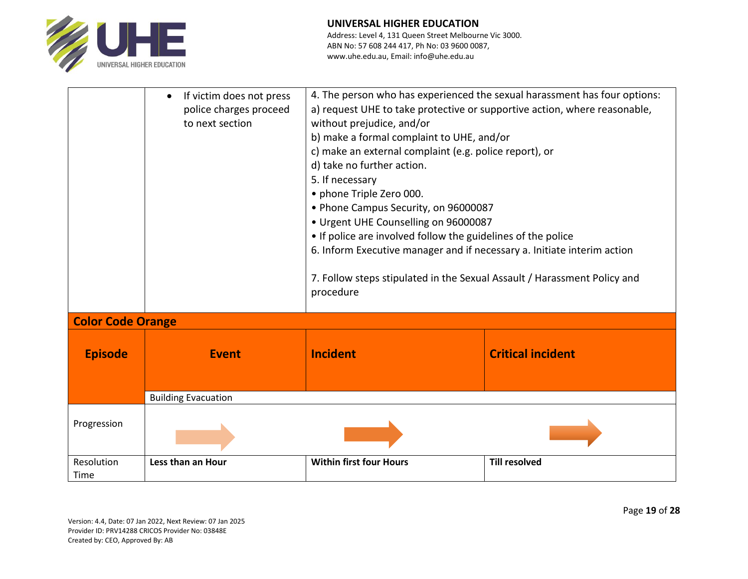| | | | |
|---|---|---|---|
| | • If victim does not press police charges proceed to next section | 4. The person who has experienced the sexual harassment has four options:<br>a) request UHE to take protective or supportive action, where reasonable, without prejudice, and/or<br>b) make a formal complaint to UHE, and/or<br>c) make an external complaint (e.g. police report), or<br>d) take no further action.<br>5. If necessary<br>• phone Triple Zero 000.<br>• Phone Campus Security, on 96000087<br>• Urgent UHE Counselling on 96000087<br>• If police are involved follow the guidelines of the police<br>6. Inform Executive manager and if necessary a. Initiate interim action<br><br>7. Follow steps stipulated in the Sexual Assault / Harassment Policy and procedure | |

**Color Code Orange**

| **Episode** | **Event** | **Incident** | **Critical incident** |
|---|---|---|---|
| | Building Evacuation | | |
| Progression | → | → | → |
| Resolution Time | **Less than an Hour** | **Within first four Hours** | **Till resolved** |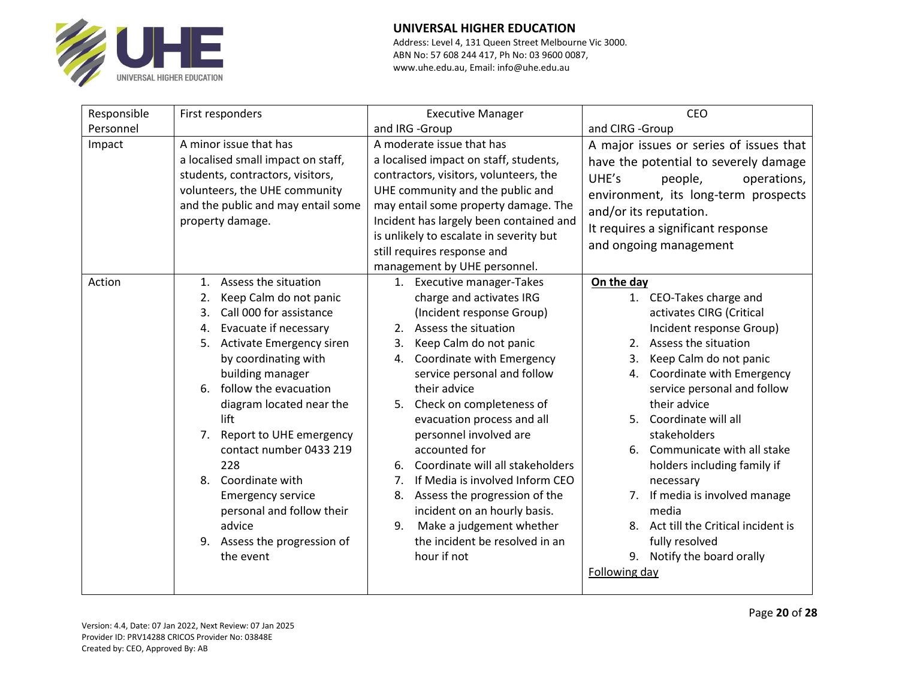| Responsible Personnel | First responders | Executive Manager and IRG -Group | CEO and CIRG -Group |
|---|---|---|---|
| Impact | A minor issue that has a localised small impact on staff, students, contractors, visitors, volunteers, the UHE community and the public and may entail some property damage. | A moderate issue that has a localised impact on staff, students, contractors, visitors, volunteers, the UHE community and the public and may entail some property damage. The Incident has largely been contained and is unlikely to escalate in severity but still requires response and management by UHE personnel. | A major issues or series of issues that have the potential to severely damage UHE's people, operations, environment, its long-term prospects and/or its reputation.<br>It requires a significant response and ongoing management |
| Action | 1. Assess the situation<br>2. Keep Calm do not panic<br>3. Call 000 for assistance<br>4. Evacuate if necessary<br>5. Activate Emergency siren by coordinating with building manager<br>6. follow the evacuation diagram located near the lift<br>7. Report to UHE emergency contact number 0433 219 228<br>8. Coordinate with Emergency service personal and follow their advice<br>9. Assess the progression of the event | 1. Executive manager-Takes charge and activates IRG (Incident response Group)<br>2. Assess the situation<br>3. Keep Calm do not panic<br>4. Coordinate with Emergency service personal and follow their advice<br>5. Check on completeness of evacuation process and all personnel involved are accounted for<br>6. Coordinate will all stakeholders<br>7. If Media is involved Inform CEO<br>8. Assess the progression of the incident on an hourly basis.<br>9. Make a judgement whether the incident be resolved in an hour if not | **<u>On the day</u>**<br>1. CEO-Takes charge and activates CIRG (Critical Incident response Group)<br>2. Assess the situation<br>3. Keep Calm do not panic<br>4. Coordinate with Emergency service personal and follow their advice<br>5. Coordinate will all stakeholders<br>6. Communicate with all stake holders including family if necessary<br>7. If media is involved manage media<br>8. Act till the Critical incident is fully resolved<br>9. Notify the board orally<br><u>Following day</u> |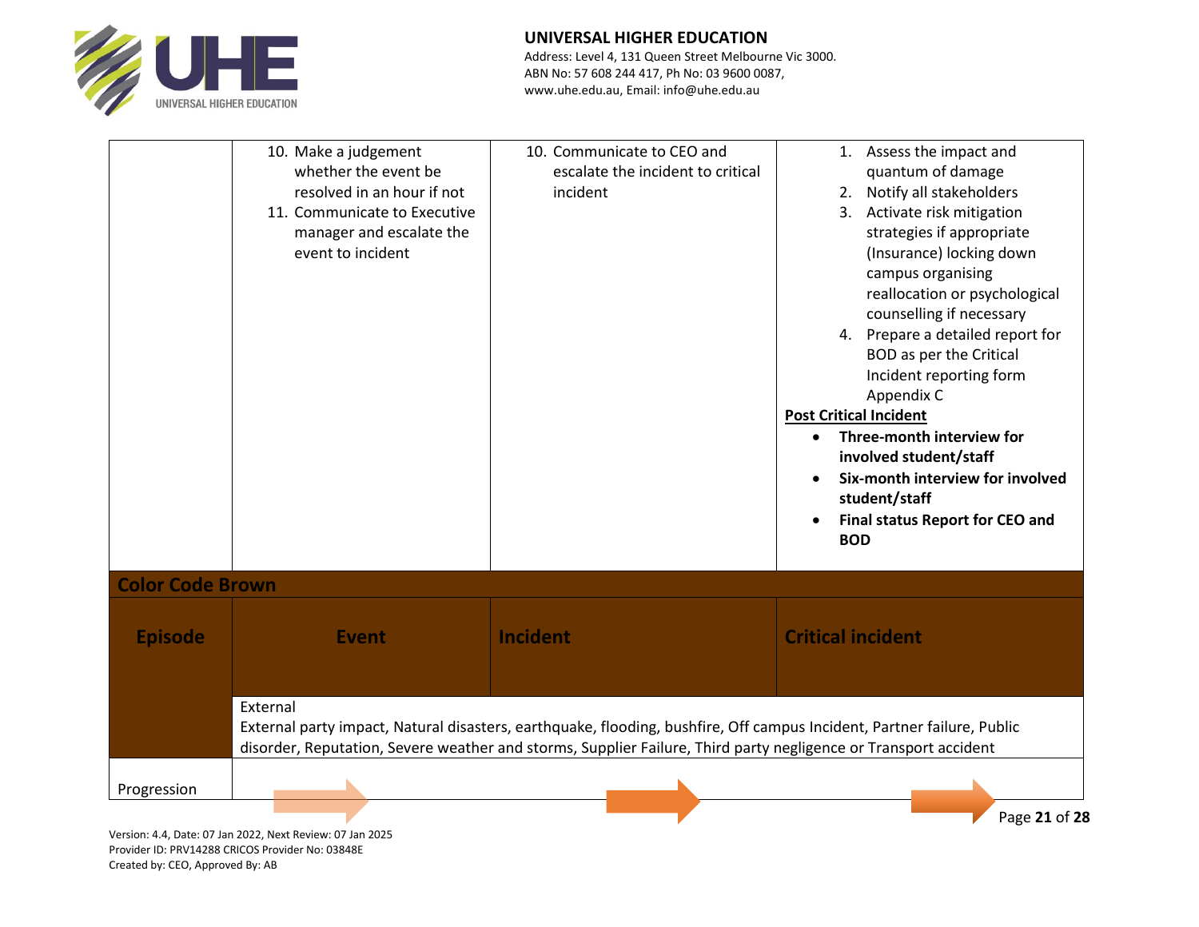| | | | |
|---|---|---|---|
| | 10. Make a judgement whether the event be resolved in an hour if not<br>11. Communicate to Executive manager and escalate the event to incident | 10. Communicate to CEO and escalate the incident to critical incident | 1. Assess the impact and quantum of damage<br>2. Notify all stakeholders<br>3. Activate risk mitigation strategies if appropriate (Insurance) locking down campus organising reallocation or psychological counselling if necessary<br>4. Prepare a detailed report for BOD as per the Critical Incident reporting form Appendix C<br><br>**Post Critical Incident**<br>• **Three-month interview for involved student/staff**<br>• **Six-month interview for involved student/staff**<br>• **Final status Report for CEO and BOD** |

**Color Code Brown**

| Episode | Event | Incident | Critical incident |
|---|---|---|---|
| | External<br>External party impact, Natural disasters, earthquake, flooding, bushfire, Off campus Incident, Partner failure, Public disorder, Reputation, Severe weather and storms, Supplier Failure, Third party negligence or Transport accident | | |
| Progression | → | → | → |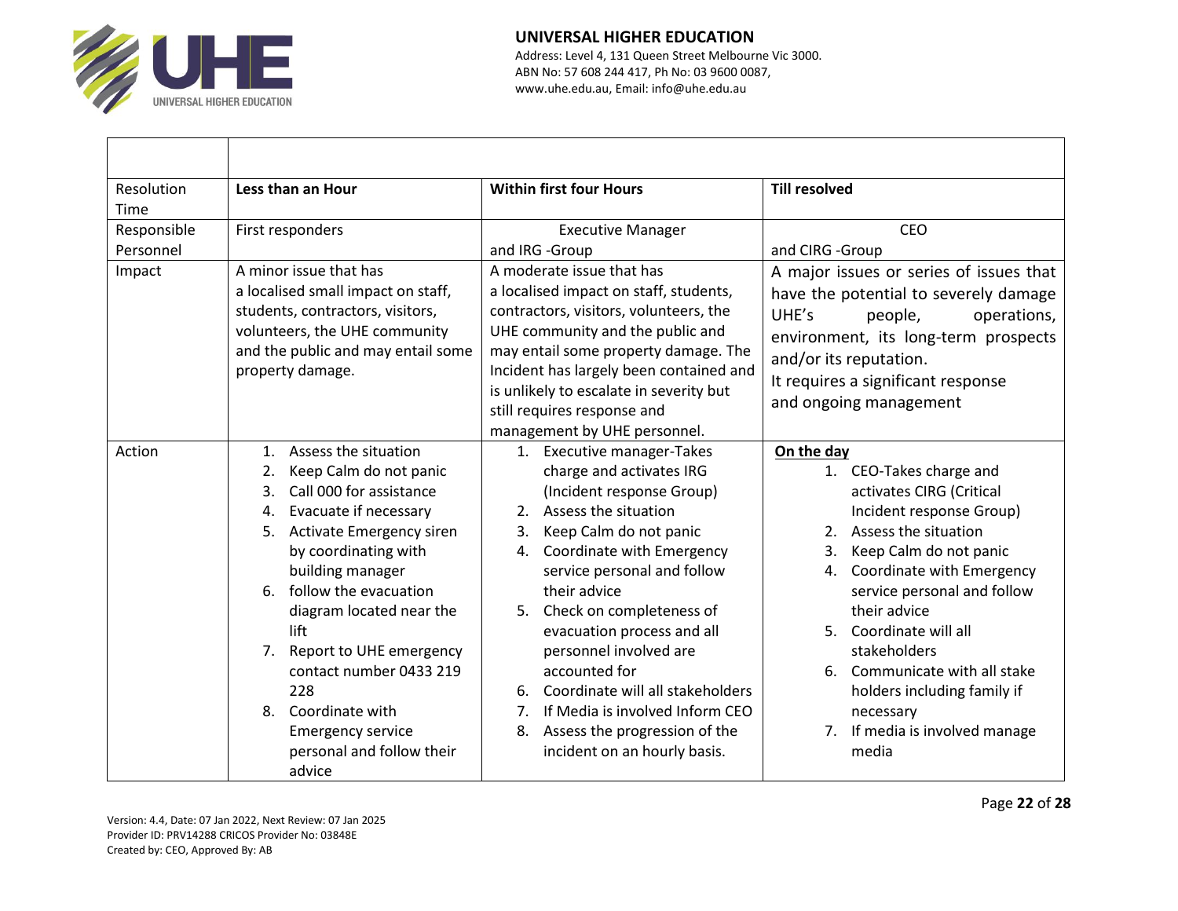| | | | |
|---|---|---|---|
| Resolution Time | **Less than an Hour** | **Within first four Hours** | **Till resolved** |
| Responsible Personnel | First responders | Executive Manager and IRG -Group | CEO and CIRG -Group |
| Impact | A minor issue that has a localised small impact on staff, students, contractors, visitors, volunteers, the UHE community and the public and may entail some property damage. | A moderate issue that has a localised impact on staff, students, contractors, visitors, volunteers, the UHE community and the public and may entail some property damage. The Incident has largely been contained and is unlikely to escalate in severity but still requires response and management by UHE personnel. | A major issues or series of issues that have the potential to severely damage UHE's people, operations, environment, its long-term prospects and/or its reputation. It requires a significant response and ongoing management |
| Action | 1. Assess the situation<br>2. Keep Calm do not panic<br>3. Call 000 for assistance<br>4. Evacuate if necessary<br>5. Activate Emergency siren by coordinating with building manager<br>6. follow the evacuation diagram located near the lift<br>7. Report to UHE emergency contact number 0433 219 228<br>8. Coordinate with Emergency service personal and follow their advice | 1. Executive manager-Takes charge and activates IRG (Incident response Group)<br>2. Assess the situation<br>3. Keep Calm do not panic<br>4. Coordinate with Emergency service personal and follow their advice<br>5. Check on completeness of evacuation process and all personnel involved are accounted for<br>6. Coordinate will all stakeholders<br>7. If Media is involved Inform CEO<br>8. Assess the progression of the incident on an hourly basis. | **On the day**<br>1. CEO-Takes charge and activates CIRG (Critical Incident response Group)<br>2. Assess the situation<br>3. Keep Calm do not panic<br>4. Coordinate with Emergency service personal and follow their advice<br>5. Coordinate will all stakeholders<br>6. Communicate with all stake holders including family if necessary<br>7. If media is involved manage media |

Version: 4.4, Date: 07 Jan 2022, Next Review: 07 Jan 2025
Provider ID: PRV14288 CRICOS Provider No: 03848E
Created by: CEO, Approved By: AB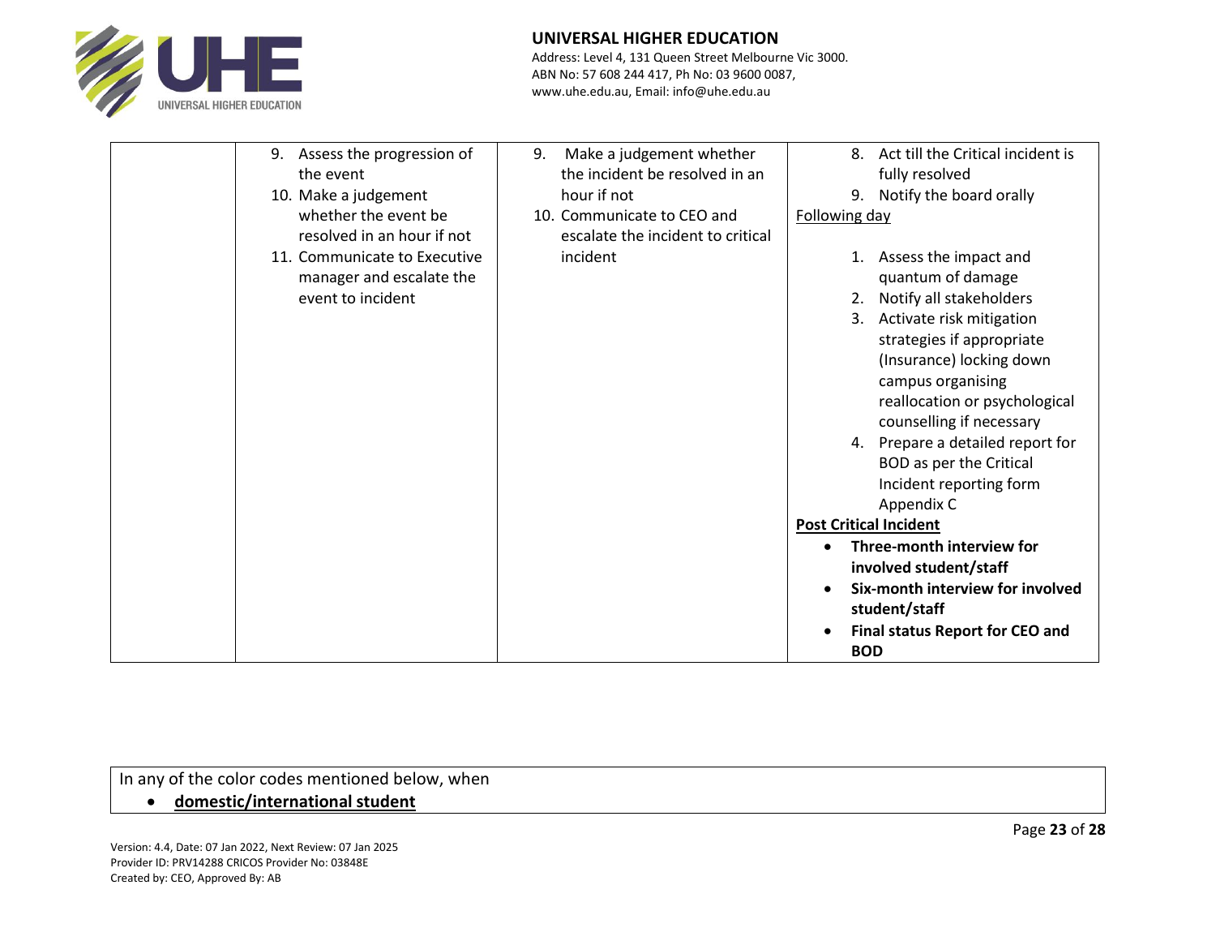| | | | |
|---|---|---|---|
| | 9. Assess the progression of the event<br>10. Make a judgement whether the event be resolved in an hour if not<br>11. Communicate to Executive manager and escalate the event to incident | 9. Make a judgement whether the incident be resolved in an hour if not<br>10. Communicate to CEO and escalate the incident to critical incident | 8. Act till the Critical incident is fully resolved<br>9. Notify the board orally<br><u>Following day</u><br>1. Assess the impact and quantum of damage<br>2. Notify all stakeholders<br>3. Activate risk mitigation strategies if appropriate (Insurance) locking down campus organising reallocation or psychological counselling if necessary<br>4. Prepare a detailed report for BOD as per the Critical Incident reporting form Appendix C<br>**<u>Post Critical Incident</u>**<br>• **Three-month interview for involved student/staff**<br>• **Six-month interview for involved student/staff**<br>• **Final status Report for CEO and BOD** |

| |
|---|
| In any of the color codes mentioned below, when<br>• **<u>domestic/international student</u>** |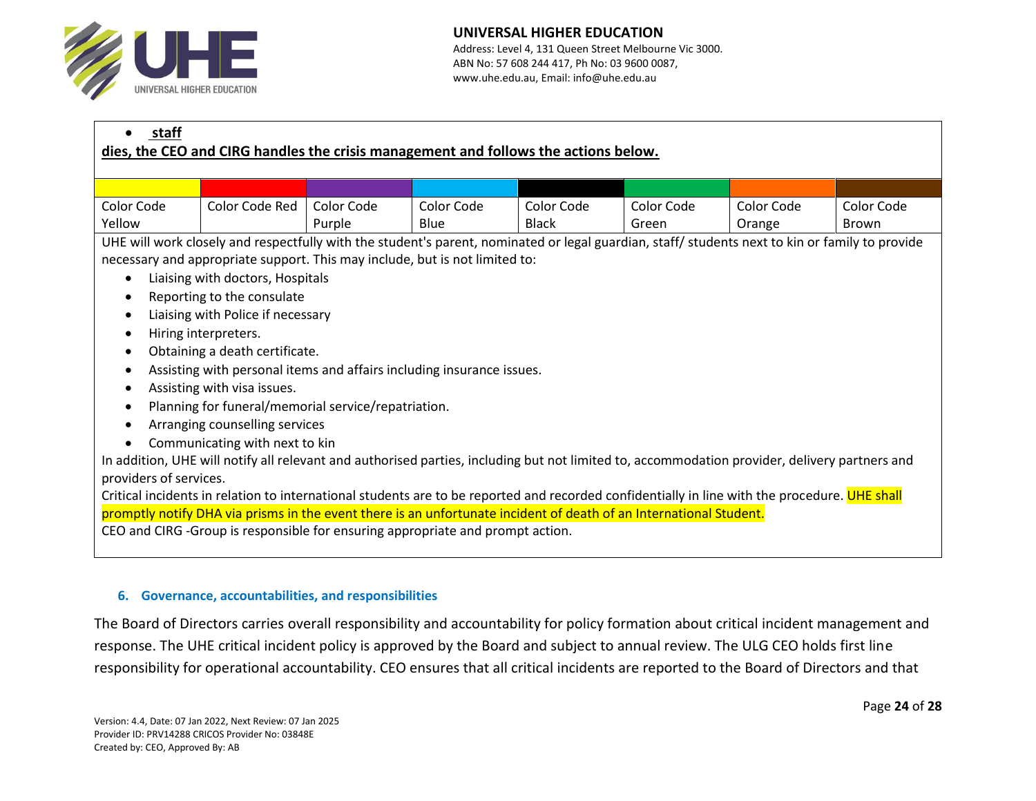- **staff**

**dies, the CEO and CIRG handles the crisis management and follows the actions below.**

| | | | | | | | |
|---|---|---|---|---|---|---|---|
| Color Code Yellow | Color Code Red | Color Code Purple | Color Code Blue | Color Code Black | Color Code Green | Color Code Orange | Color Code Brown |

UHE will work closely and respectfully with the student's parent, nominated or legal guardian, staff/ students next to kin or family to provide necessary and appropriate support. This may include, but is not limited to:

- Liaising with doctors, Hospitals
- Reporting to the consulate
- Liaising with Police if necessary
- Hiring interpreters.
- Obtaining a death certificate.
- Assisting with personal items and affairs including insurance issues.
- Assisting with visa issues.
- Planning for funeral/memorial service/repatriation.
- Arranging counselling services
- Communicating with next to kin

In addition, UHE will notify all relevant and authorised parties, including but not limited to, accommodation provider, delivery partners and providers of services.

Critical incidents in relation to international students are to be reported and recorded confidentially in line with the procedure. UHE shall promptly notify DHA via prisms in the event there is an unfortunate incident of death of an International Student.

CEO and CIRG -Group is responsible for ensuring appropriate and prompt action.

### 6. Governance, accountabilities, and responsibilities

The Board of Directors carries overall responsibility and accountability for policy formation about critical incident management and response. The UHE critical incident policy is approved by the Board and subject to annual review. The ULG CEO holds first line responsibility for operational accountability. CEO ensures that all critical incidents are reported to the Board of Directors and that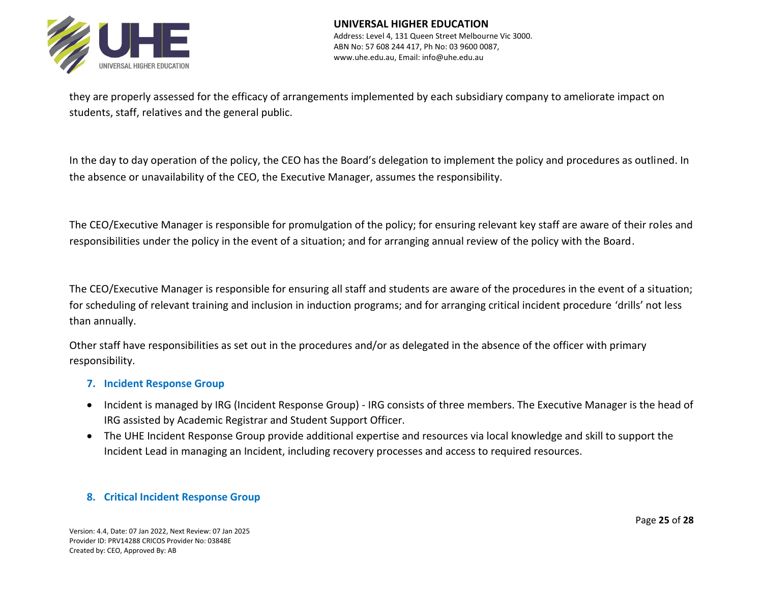they are properly assessed for the efficacy of arrangements implemented by each subsidiary company to ameliorate impact on students, staff, relatives and the general public.

In the day to day operation of the policy, the CEO has the Board's delegation to implement the policy and procedures as outlined. In the absence or unavailability of the CEO, the Executive Manager, assumes the responsibility.

The CEO/Executive Manager is responsible for promulgation of the policy; for ensuring relevant key staff are aware of their roles and responsibilities under the policy in the event of a situation; and for arranging annual review of the policy with the Board.

The CEO/Executive Manager is responsible for ensuring all staff and students are aware of the procedures in the event of a situation; for scheduling of relevant training and inclusion in induction programs; and for arranging critical incident procedure 'drills' not less than annually.

Other staff have responsibilities as set out in the procedures and/or as delegated in the absence of the officer with primary responsibility.

## 7. Incident Response Group

- Incident is managed by IRG (Incident Response Group) - IRG consists of three members. The Executive Manager is the head of IRG assisted by Academic Registrar and Student Support Officer.
- The UHE Incident Response Group provide additional expertise and resources via local knowledge and skill to support the Incident Lead in managing an Incident, including recovery processes and access to required resources.

## 8. Critical Incident Response Group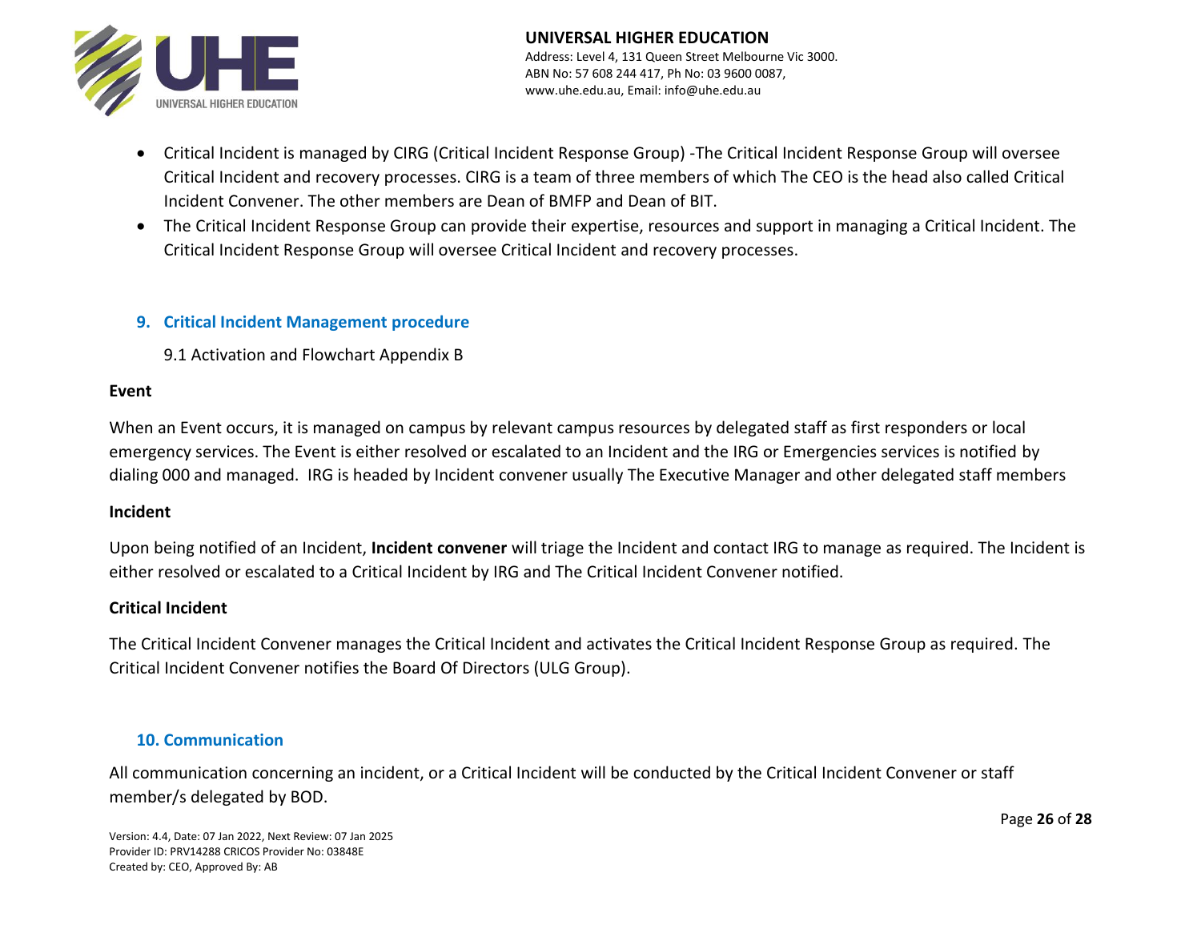- Critical Incident is managed by CIRG (Critical Incident Response Group) -The Critical Incident Response Group will oversee Critical Incident and recovery processes. CIRG is a team of three members of which The CEO is the head also called Critical Incident Convener. The other members are Dean of BMFP and Dean of BIT.
- The Critical Incident Response Group can provide their expertise, resources and support in managing a Critical Incident. The Critical Incident Response Group will oversee Critical Incident and recovery processes.

## 9. Critical Incident Management procedure

9.1 Activation and Flowchart Appendix B

**Event**

When an Event occurs, it is managed on campus by relevant campus resources by delegated staff as first responders or local emergency services. The Event is either resolved or escalated to an Incident and the IRG or Emergencies services is notified by dialing 000 and managed. IRG is headed by Incident convener usually The Executive Manager and other delegated staff members

**Incident**

Upon being notified of an Incident, **Incident convener** will triage the Incident and contact IRG to manage as required. The Incident is either resolved or escalated to a Critical Incident by IRG and The Critical Incident Convener notified.

**Critical Incident**

The Critical Incident Convener manages the Critical Incident and activates the Critical Incident Response Group as required. The Critical Incident Convener notifies the Board Of Directors (ULG Group).

## 10. Communication

All communication concerning an incident, or a Critical Incident will be conducted by the Critical Incident Convener or staff member/s delegated by BOD.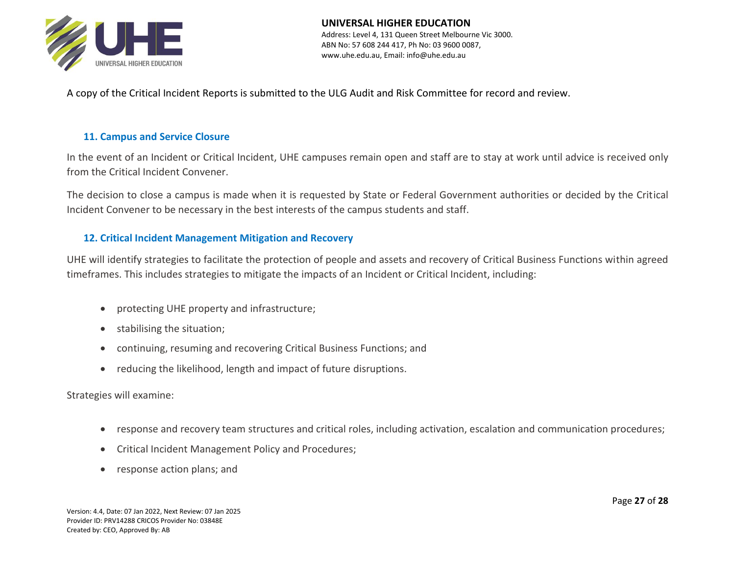A copy of the Critical Incident Reports is submitted to the ULG Audit and Risk Committee for record and review.

### 11. Campus and Service Closure

In the event of an Incident or Critical Incident, UHE campuses remain open and staff are to stay at work until advice is received only from the Critical Incident Convener.

The decision to close a campus is made when it is requested by State or Federal Government authorities or decided by the Critical Incident Convener to be necessary in the best interests of the campus students and staff.

### 12. Critical Incident Management Mitigation and Recovery

UHE will identify strategies to facilitate the protection of people and assets and recovery of Critical Business Functions within agreed timeframes. This includes strategies to mitigate the impacts of an Incident or Critical Incident, including:

- protecting UHE property and infrastructure;
- stabilising the situation;
- continuing, resuming and recovering Critical Business Functions; and
- reducing the likelihood, length and impact of future disruptions.

Strategies will examine:

- response and recovery team structures and critical roles, including activation, escalation and communication procedures;
- Critical Incident Management Policy and Procedures;
- response action plans; and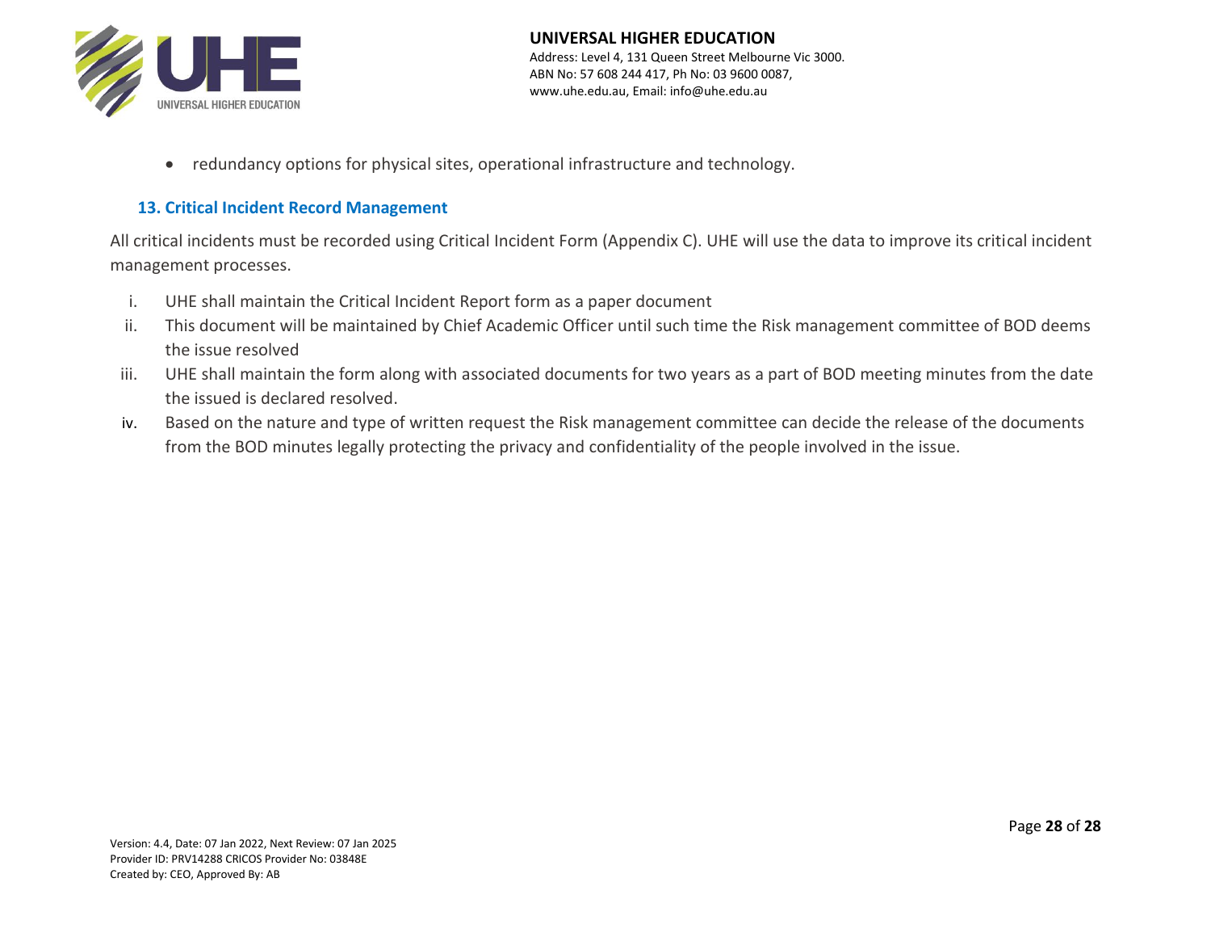- redundancy options for physical sites, operational infrastructure and technology.

## 13. Critical Incident Record Management

All critical incidents must be recorded using Critical Incident Form (Appendix C). UHE will use the data to improve its critical incident management processes.

i. UHE shall maintain the Critical Incident Report form as a paper document
ii. This document will be maintained by Chief Academic Officer until such time the Risk management committee of BOD deems the issue resolved
iii. UHE shall maintain the form along with associated documents for two years as a part of BOD meeting minutes from the date the issued is declared resolved.
iv. Based on the nature and type of written request the Risk management committee can decide the release of the documents from the BOD minutes legally protecting the privacy and confidentiality of the people involved in the issue.